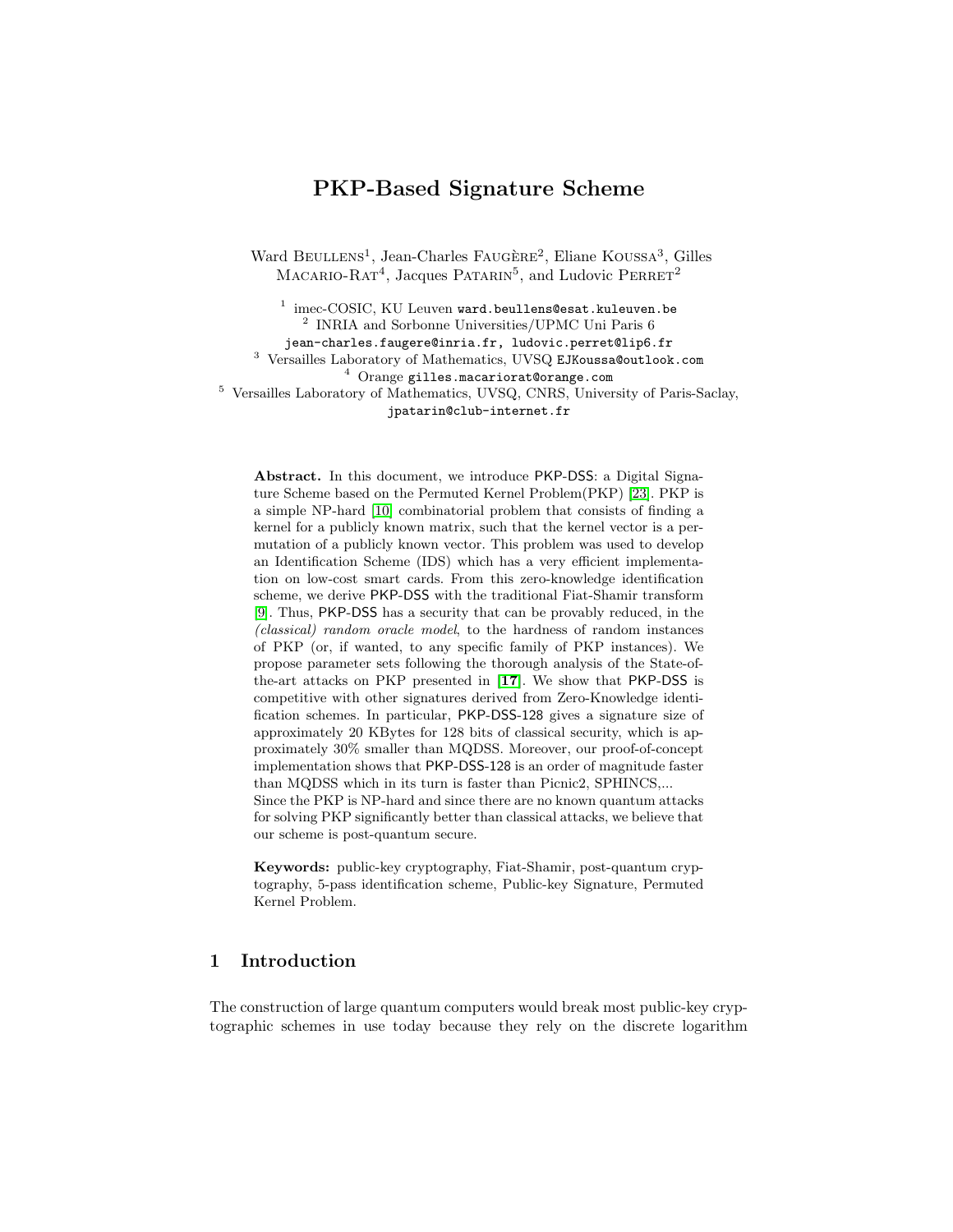# PKP-Based Signature Scheme

Ward BEULLENS[1], Jean-Charles FAUGÈRE[2], Eliane KOUSSA[3], Gilles MACARIO-RAT[4], Jacques PATARIN[5], and Ludovic PERRET[2]

[1] imec-COSIC, KU Leuven ward.beullens@esat.kuleuven.be
[2] INRIA and Sorbonne Universities/UPMC Uni Paris 6
jean-charles.faugere@inria.fr, ludovic.perret@lip6.fr
[3] Versailles Laboratory of Mathematics, UVSQ EJKoussa@outlook.com
[4] Orange gilles.macariorat@orange.com
[5] Versailles Laboratory of Mathematics, UVSQ, CNRS, University of Paris-Saclay, jpatarin@club-internet.fr

**Abstract.** In this document, we introduce PKP-DSS: a Digital Signature Scheme based on the Permuted Kernel Problem(PKP) [23]. PKP is a simple NP-hard [10] combinatorial problem that consists of finding a kernel for a publicly known matrix, such that the kernel vector is a permutation of a publicly known vector. This problem was used to develop an Identification Scheme (IDS) which has a very efficient implementation on low-cost smart cards. From this zero-knowledge identification scheme, we derive PKP-DSS with the traditional Fiat-Shamir transform [9]. Thus, PKP-DSS has a security that can be provably reduced, in the *(classical) random oracle model*, to the hardness of random instances of PKP (or, if wanted, to any specific family of PKP instances). We propose parameter sets following the thorough analysis of the State-of-the-art attacks on PKP presented in [**17**]. We show that PKP-DSS is competitive with other signatures derived from Zero-Knowledge identification schemes. In particular, PKP-DSS-128 gives a signature size of approximately 20 KBytes for 128 bits of classical security, which is approximately 30% smaller than MQDSS. Moreover, our proof-of-concept implementation shows that PKP-DSS-128 is an order of magnitude faster than MQDSS which in its turn is faster than Picnic2, SPHINCS,...
Since the PKP is NP-hard and since there are no known quantum attacks for solving PKP significantly better than classical attacks, we believe that our scheme is post-quantum secure.

**Keywords:** public-key cryptography, Fiat-Shamir, post-quantum cryptography, 5-pass identification scheme, Public-key Signature, Permuted Kernel Problem.

## 1 Introduction

The construction of large quantum computers would break most public-key cryptographic schemes in use today because they rely on the discrete logarithm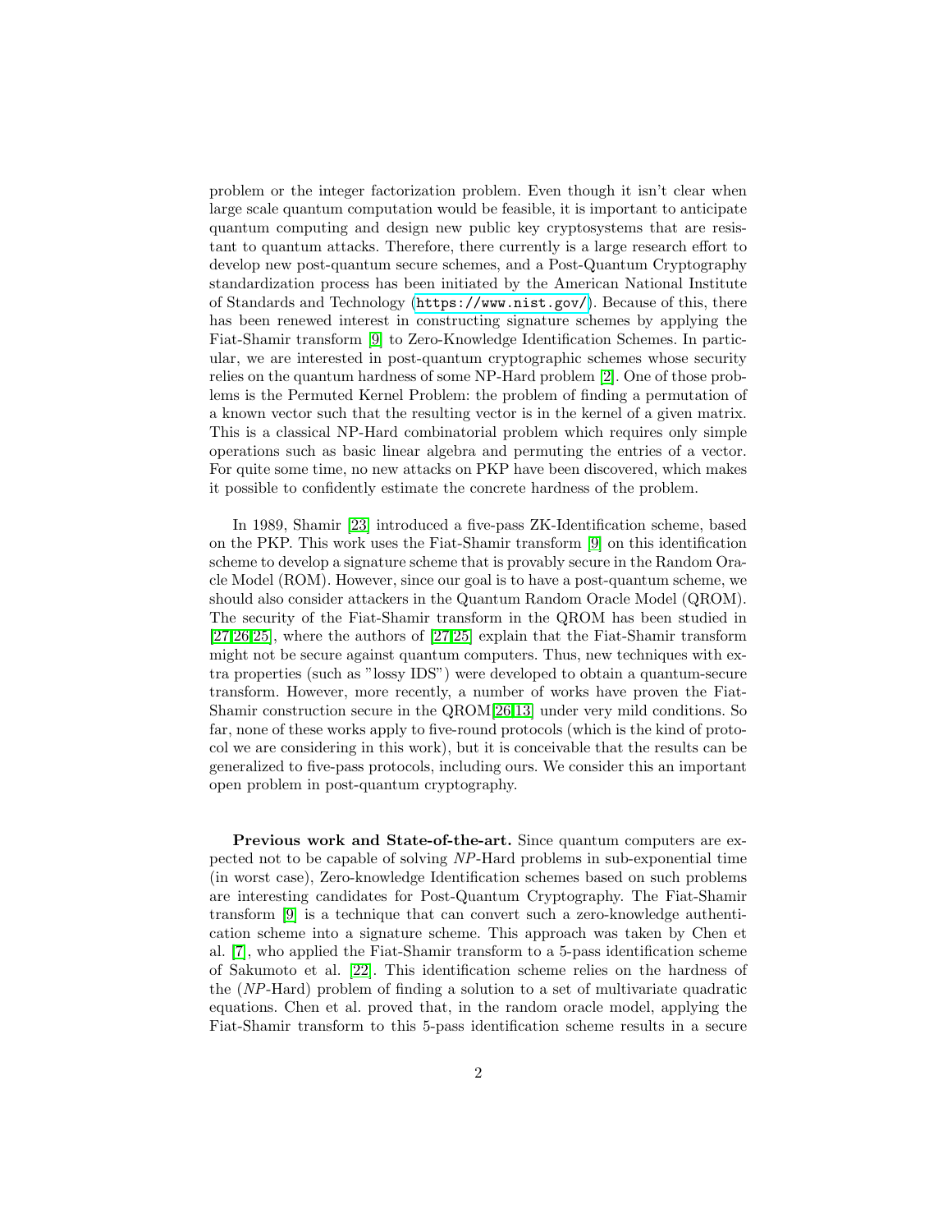problem or the integer factorization problem. Even though it isn't clear when large scale quantum computation would be feasible, it is important to anticipate quantum computing and design new public key cryptosystems that are resistant to quantum attacks. Therefore, there currently is a large research effort to develop new post-quantum secure schemes, and a Post-Quantum Cryptography standardization process has been initiated by the American National Institute of Standards and Technology (https://www.nist.gov/). Because of this, there has been renewed interest in constructing signature schemes by applying the Fiat-Shamir transform [9] to Zero-Knowledge Identification Schemes. In particular, we are interested in post-quantum cryptographic schemes whose security relies on the quantum hardness of some NP-Hard problem [2]. One of those problems is the Permuted Kernel Problem: the problem of finding a permutation of a known vector such that the resulting vector is in the kernel of a given matrix. This is a classical NP-Hard combinatorial problem which requires only simple operations such as basic linear algebra and permuting the entries of a vector. For quite some time, no new attacks on PKP have been discovered, which makes it possible to confidently estimate the concrete hardness of the problem.

In 1989, Shamir [23] introduced a five-pass ZK-Identification scheme, based on the PKP. This work uses the Fiat-Shamir transform [9] on this identification scheme to develop a signature scheme that is provably secure in the Random Oracle Model (ROM). However, since our goal is to have a post-quantum scheme, we should also consider attackers in the Quantum Random Oracle Model (QROM). The security of the Fiat-Shamir transform in the QROM has been studied in [27,26,25], where the authors of [27,25] explain that the Fiat-Shamir transform might not be secure against quantum computers. Thus, new techniques with extra properties (such as "lossy IDS") were developed to obtain a quantum-secure transform. However, more recently, a number of works have proven the Fiat-Shamir construction secure in the QROM[26,13] under very mild conditions. So far, none of these works apply to five-round protocols (which is the kind of protocol we are considering in this work), but it is conceivable that the results can be generalized to five-pass protocols, including ours. We consider this an important open problem in post-quantum cryptography.

**Previous work and State-of-the-art.** Since quantum computers are expected not to be capable of solving *NP*-Hard problems in sub-exponential time (in worst case), Zero-knowledge Identification schemes based on such problems are interesting candidates for Post-Quantum Cryptography. The Fiat-Shamir transform [9] is a technique that can convert such a zero-knowledge authentication scheme into a signature scheme. This approach was taken by Chen et al. [7], who applied the Fiat-Shamir transform to a 5-pass identification scheme of Sakumoto et al. [22]. This identification scheme relies on the hardness of the (*NP*-Hard) problem of finding a solution to a set of multivariate quadratic equations. Chen et al. proved that, in the random oracle model, applying the Fiat-Shamir transform to this 5-pass identification scheme results in a secure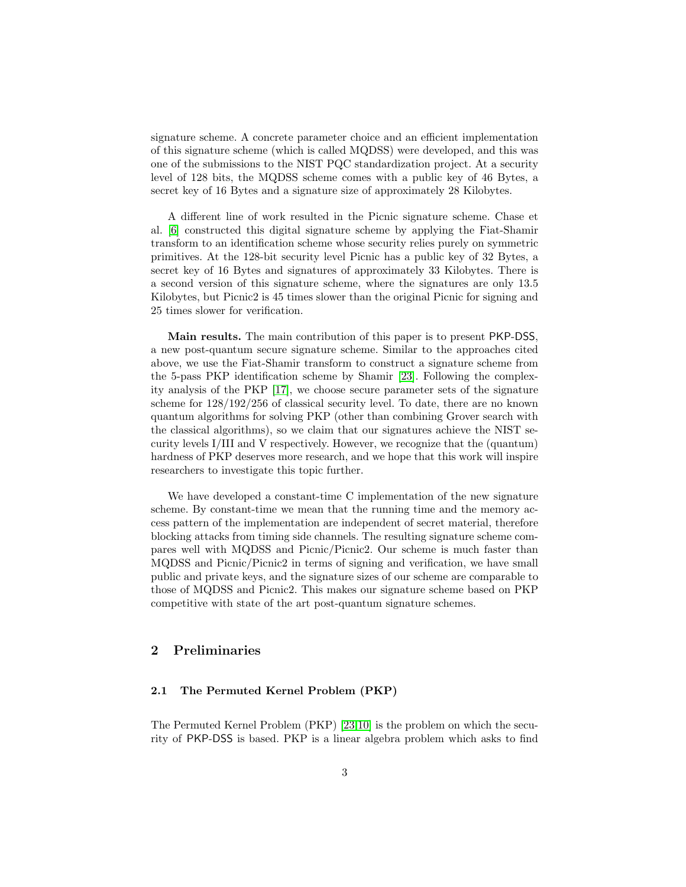signature scheme. A concrete parameter choice and an efficient implementation of this signature scheme (which is called MQDSS) were developed, and this was one of the submissions to the NIST PQC standardization project. At a security level of 128 bits, the MQDSS scheme comes with a public key of 46 Bytes, a secret key of 16 Bytes and a signature size of approximately 28 Kilobytes.

A different line of work resulted in the Picnic signature scheme. Chase et al. [6] constructed this digital signature scheme by applying the Fiat-Shamir transform to an identification scheme whose security relies purely on symmetric primitives. At the 128-bit security level Picnic has a public key of 32 Bytes, a secret key of 16 Bytes and signatures of approximately 33 Kilobytes. There is a second version of this signature scheme, where the signatures are only 13.5 Kilobytes, but Picnic2 is 45 times slower than the original Picnic for signing and 25 times slower for verification.

**Main results.** The main contribution of this paper is to present PKP-DSS, a new post-quantum secure signature scheme. Similar to the approaches cited above, we use the Fiat-Shamir transform to construct a signature scheme from the 5-pass PKP identification scheme by Shamir [23]. Following the complexity analysis of the PKP [17], we choose secure parameter sets of the signature scheme for 128/192/256 of classical security level. To date, there are no known quantum algorithms for solving PKP (other than combining Grover search with the classical algorithms), so we claim that our signatures achieve the NIST security levels I/III and V respectively. However, we recognize that the (quantum) hardness of PKP deserves more research, and we hope that this work will inspire researchers to investigate this topic further.

We have developed a constant-time C implementation of the new signature scheme. By constant-time we mean that the running time and the memory access pattern of the implementation are independent of secret material, therefore blocking attacks from timing side channels. The resulting signature scheme compares well with MQDSS and Picnic/Picnic2. Our scheme is much faster than MQDSS and Picnic/Picnic2 in terms of signing and verification, we have small public and private keys, and the signature sizes of our scheme are comparable to those of MQDSS and Picnic2. This makes our signature scheme based on PKP competitive with state of the art post-quantum signature schemes.

## 2 Preliminaries

### 2.1 The Permuted Kernel Problem (PKP)

The Permuted Kernel Problem (PKP) [23,10] is the problem on which the security of PKP-DSS is based. PKP is a linear algebra problem which asks to find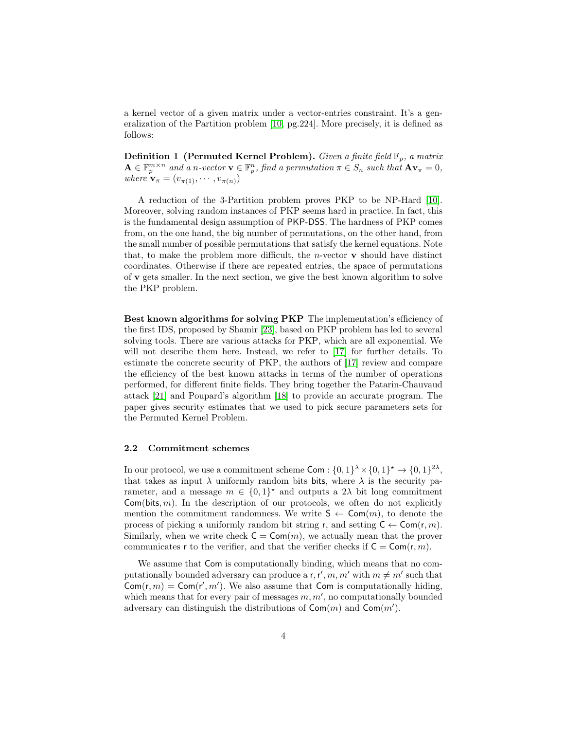a kernel vector of a given matrix under a vector-entries constraint. It's a generalization of the Partition problem [10, pg.224]. More precisely, it is defined as follows:

**Definition 1 (Permuted Kernel Problem).** *Given a finite field $\mathbb{F}_p$, a matrix $\mathbf{A} \in \mathbb{F}_p^{m \times n}$ and a n-vector $\mathbf{v} \in \mathbb{F}_p^n$, find a permutation $\pi \in S_n$ such that $\mathbf{A}\mathbf{v}_\pi = 0$, where $\mathbf{v}_\pi = (v_{\pi(1)}, \cdots, v_{\pi(n)})$*

A reduction of the 3-Partition problem proves PKP to be NP-Hard [10]. Moreover, solving random instances of PKP seems hard in practice. In fact, this is the fundamental design assumption of PKP-DSS. The hardness of PKP comes from, on the one hand, the big number of permutations, on the other hand, from the small number of possible permutations that satisfy the kernel equations. Note that, to make the problem more difficult, the $n$-vector $\mathbf{v}$ should have distinct coordinates. Otherwise if there are repeated entries, the space of permutations of $\mathbf{v}$ gets smaller. In the next section, we give the best known algorithm to solve the PKP problem.

**Best known algorithms for solving PKP** The implementation's efficiency of the first IDS, proposed by Shamir [23], based on PKP problem has led to several solving tools. There are various attacks for PKP, which are all exponential. We will not describe them here. Instead, we refer to [17] for further details. To estimate the concrete security of PKP, the authors of [17] review and compare the efficiency of the best known attacks in terms of the number of operations performed, for different finite fields. They bring together the Patarin-Chauvaud attack [21] and Poupard's algorithm [18] to provide an accurate program. The paper gives security estimates that we used to pick secure parameters sets for the Permuted Kernel Problem.

### 2.2 Commitment schemes

In our protocol, we use a commitment scheme $\mathsf{Com} : \{0,1\}^\lambda \times \{0,1\}^\star \rightarrow \{0,1\}^{2\lambda}$, that takes as input $\lambda$ uniformly random bits $\mathsf{bits}$, where $\lambda$ is the security parameter, and a message $m \in \{0,1\}^\star$ and outputs a $2\lambda$ bit long commitment $\mathsf{Com}(\mathsf{bits}, m)$. In the description of our protocols, we often do not explicitly mention the commitment randomness. We write $\mathsf{S} \leftarrow \mathsf{Com}(m)$, to denote the process of picking a uniformly random bit string $\mathsf{r}$, and setting $\mathsf{C} \leftarrow \mathsf{Com}(\mathsf{r}, m)$. Similarly, when we write check $\mathsf{C} = \mathsf{Com}(m)$, we actually mean that the prover communicates $\mathsf{r}$ to the verifier, and that the verifier checks if $\mathsf{C} = \mathsf{Com}(\mathsf{r}, m)$.

We assume that $\mathsf{Com}$ is computationally binding, which means that no computationally bounded adversary can produce a $\mathsf{r}, \mathsf{r}', m, m'$ with $m \neq m'$ such that $\mathsf{Com}(\mathsf{r}, m) = \mathsf{Com}(\mathsf{r}', m')$. We also assume that $\mathsf{Com}$ is computationally hiding, which means that for every pair of messages $m, m'$, no computationally bounded adversary can distinguish the distributions of $\mathsf{Com}(m)$ and $\mathsf{Com}(m')$.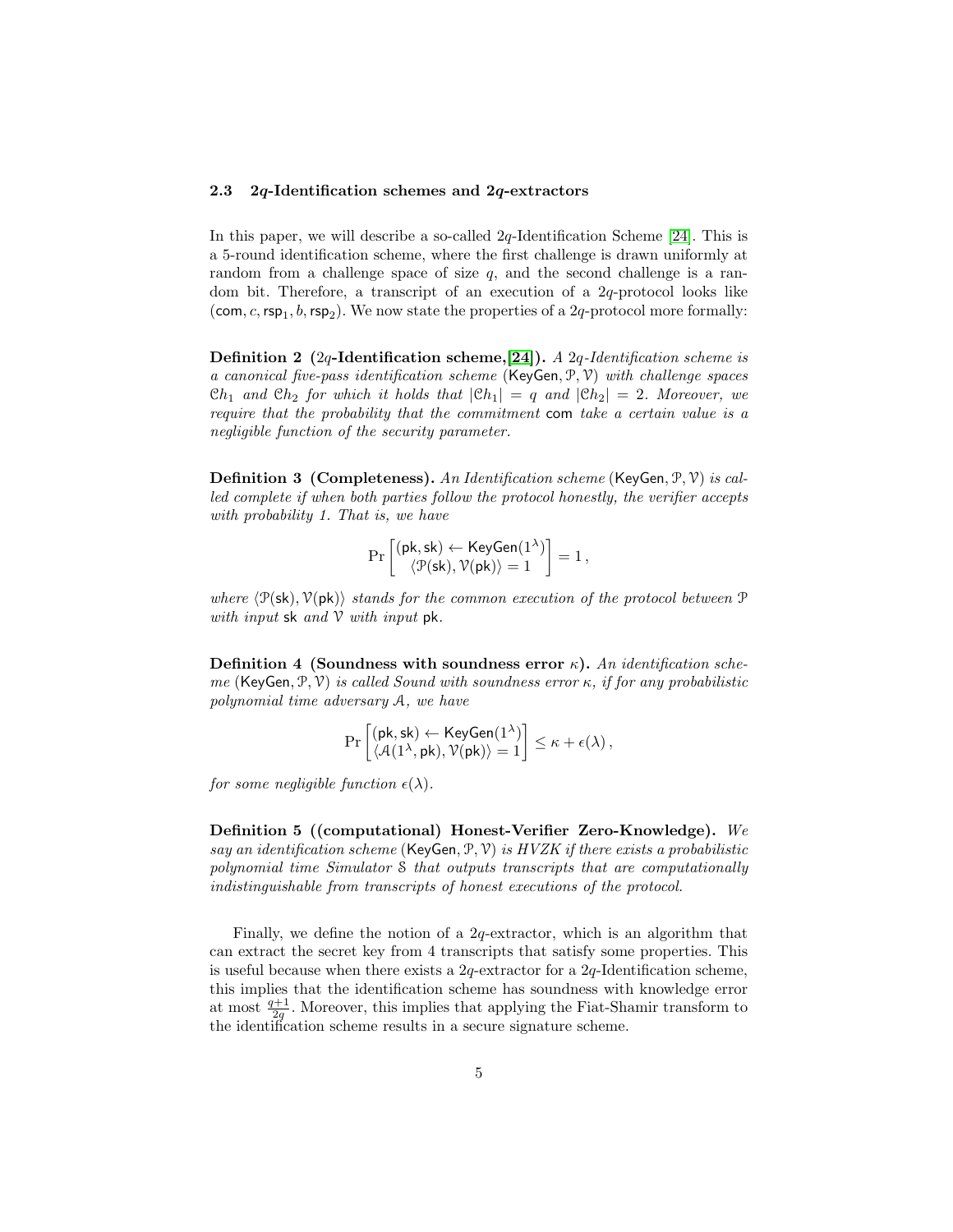### 2.3 2$q$-Identification schemes and 2$q$-extractors

In this paper, we will describe a so-called 2$q$-Identification Scheme [24]. This is a 5-round identification scheme, where the first challenge is drawn uniformly at random from a challenge space of size $q$, and the second challenge is a random bit. Therefore, a transcript of an execution of a 2$q$-protocol looks like $(\mathsf{com}, c, \mathsf{rsp}_1, b, \mathsf{rsp}_2)$. We now state the properties of a 2$q$-protocol more formally:

**Definition 2 (2$q$-Identification scheme,[24]).** *A 2$q$-Identification scheme is a canonical five-pass identification scheme $(\mathsf{KeyGen}, \mathcal{P}, \mathcal{V})$ with challenge spaces $\mathcal{C}h_1$ and $\mathcal{C}h_2$ for which it holds that $|\mathcal{C}h_1| = q$ and $|\mathcal{C}h_2| = 2$. Moreover, we require that the probability that the commitment* $\mathsf{com}$ *take a certain value is a negligible function of the security parameter.*

**Definition 3 (Completeness).** *An Identification scheme $(\mathsf{KeyGen}, \mathcal{P}, \mathcal{V})$ is called complete if when both parties follow the protocol honestly, the verifier accepts with probability 1. That is, we have*

$$\Pr\left[\begin{matrix}(\mathsf{pk}, \mathsf{sk}) \leftarrow \mathsf{KeyGen}(1^\lambda) \\ \langle \mathcal{P}(\mathsf{sk}), \mathcal{V}(\mathsf{pk})\rangle = 1\end{matrix}\right] = 1\,,$$

*where $\langle \mathcal{P}(\mathsf{sk}), \mathcal{V}(\mathsf{pk})\rangle$ stands for the common execution of the protocol between $\mathcal{P}$ with input* $\mathsf{sk}$ *and $\mathcal{V}$ with input* $\mathsf{pk}$.

**Definition 4 (Soundness with soundness error $\kappa$).** *An identification scheme $(\mathsf{KeyGen}, \mathcal{P}, \mathcal{V})$ is called Sound with soundness error $\kappa$, if for any probabilistic polynomial time adversary $\mathcal{A}$, we have*

$$\Pr\left[\begin{matrix}(\mathsf{pk}, \mathsf{sk}) \leftarrow \mathsf{KeyGen}(1^\lambda) \\ \langle \mathcal{A}(1^\lambda, \mathsf{pk}), \mathcal{V}(\mathsf{pk})\rangle = 1\end{matrix}\right] \leq \kappa + \epsilon(\lambda)\,,$$

*for some negligible function $\epsilon(\lambda)$.*

**Definition 5 ((computational) Honest-Verifier Zero-Knowledge).** *We say an identification scheme $(\mathsf{KeyGen}, \mathcal{P}, \mathcal{V})$ is HVZK if there exists a probabilistic polynomial time Simulator $\mathcal{S}$ that outputs transcripts that are computationally indistinguishable from transcripts of honest executions of the protocol.*

Finally, we define the notion of a 2$q$-extractor, which is an algorithm that can extract the secret key from 4 transcripts that satisfy some properties. This is useful because when there exists a 2$q$-extractor for a 2$q$-Identification scheme, this implies that the identification scheme has soundness with knowledge error at most $\frac{q+1}{2q}$. Moreover, this implies that applying the Fiat-Shamir transform to the identification scheme results in a secure signature scheme.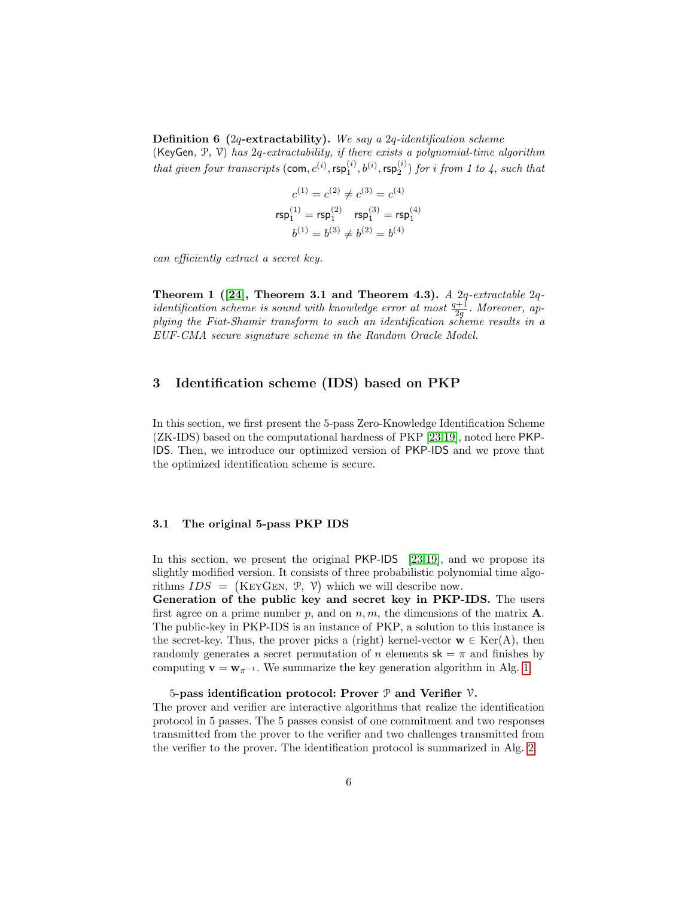**Definition 6 ($2q$-extractability).** *We say a $2q$-identification scheme* ($\mathsf{KeyGen}$, $\mathcal{P}$, $\mathcal{V}$) *has $2q$-extractability, if there exists a polynomial-time algorithm that given four transcripts* $(\mathsf{com}, c^{(i)}, \mathsf{rsp}_1^{(i)}, b^{(i)}, \mathsf{rsp}_2^{(i)})$ *for $i$ from 1 to 4, such that*

$$c^{(1)} = c^{(2)} \neq c^{(3)} = c^{(4)}$$
$$\mathsf{rsp}_1^{(1)} = \mathsf{rsp}_1^{(2)} \quad \mathsf{rsp}_1^{(3)} = \mathsf{rsp}_1^{(4)}$$
$$b^{(1)} = b^{(3)} \neq b^{(2)} = b^{(4)}$$

*can efficiently extract a secret key.*

**Theorem 1 ([24], Theorem 3.1 and Theorem 4.3).** *A $2q$-extractable $2q$-identification scheme is sound with knowledge error at most $\frac{q+1}{2q}$. Moreover, applying the Fiat-Shamir transform to such an identification scheme results in a EUF-CMA secure signature scheme in the Random Oracle Model.*

## 3 Identification scheme (IDS) based on PKP

In this section, we first present the 5-pass Zero-Knowledge Identification Scheme (ZK-IDS) based on the computational hardness of PKP [23,19], noted here PKP-IDS. Then, we introduce our optimized version of PKP-IDS and we prove that the optimized identification scheme is secure.

### 3.1 The original 5-pass PKP IDS

In this section, we present the original PKP-IDS [23,19], and we propose its slightly modified version. It consists of three probabilistic polynomial time algorithms $IDS = (\textsc{KeyGen}, \mathcal{P}, \mathcal{V})$ which we will describe now.

**Generation of the public key and secret key in PKP-IDS.** The users first agree on a prime number $p$, and on $n, m$, the dimensions of the matrix $\mathbf{A}$. The public-key in PKP-IDS is an instance of PKP, a solution to this instance is the secret-key. Thus, the prover picks a (right) kernel-vector $\mathbf{w} \in \mathrm{Ker}(A)$, then randomly generates a secret permutation of $n$ elements $\mathsf{sk} = \pi$ and finishes by computing $\mathbf{v} = \mathbf{w}_{\pi^{-1}}$. We summarize the key generation algorithm in Alg. 1.

**5-pass identification protocol: Prover $\mathcal{P}$ and Verifier $\mathcal{V}$.** The prover and verifier are interactive algorithms that realize the identification protocol in 5 passes. The 5 passes consist of one commitment and two responses transmitted from the prover to the verifier and two challenges transmitted from the verifier to the prover. The identification protocol is summarized in Alg. 2.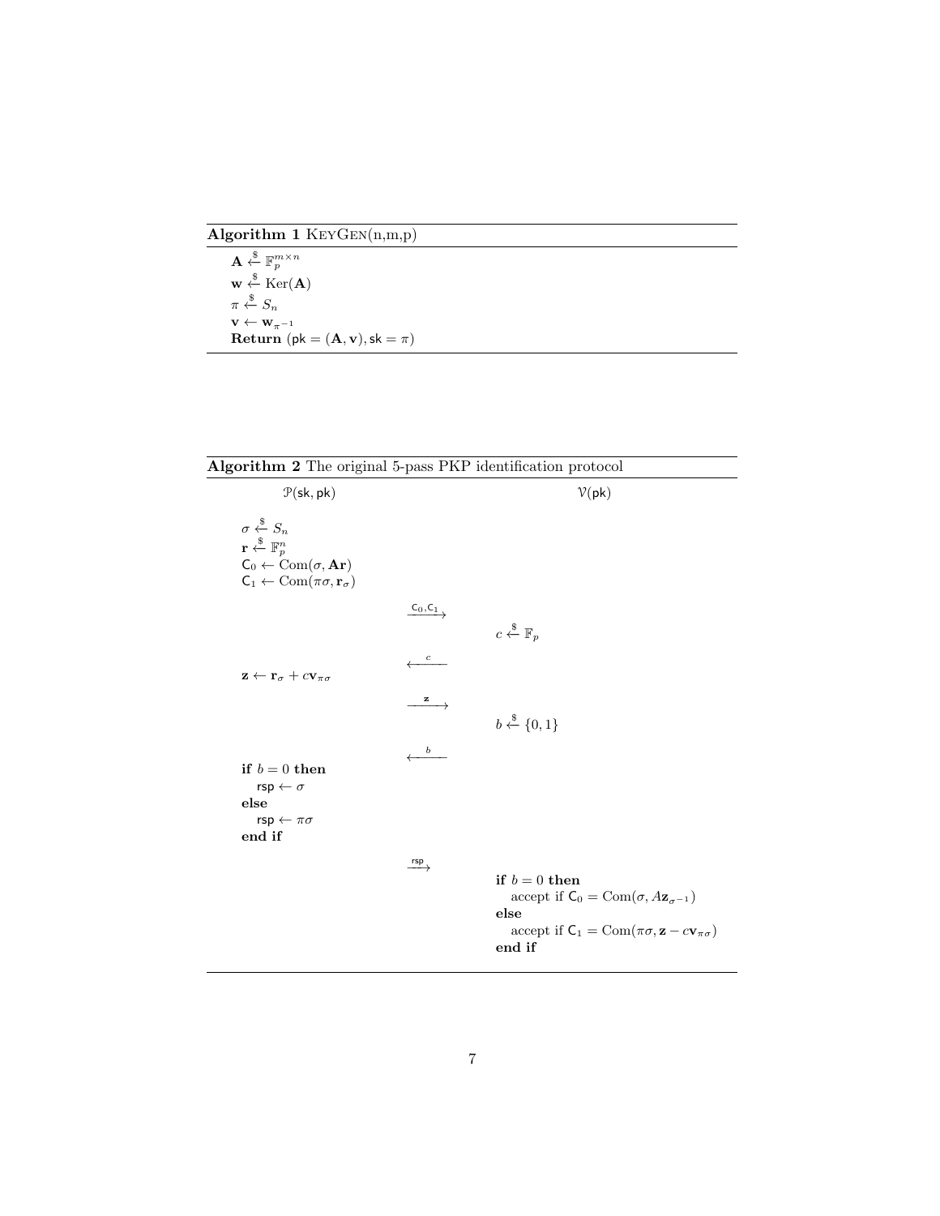**Algorithm 1** KeyGen(n,m,p)

---

$\mathbf{A} \xleftarrow{\$} \mathbb{F}_p^{m \times n}$
$\mathbf{w} \xleftarrow{\$} \mathrm{Ker}(\mathbf{A})$
$\pi \xleftarrow{\$} S_n$
$\mathbf{v} \leftarrow \mathbf{w}_{\pi^{-1}}$
**Return** $(\mathsf{pk} = (\mathbf{A}, \mathbf{v}), \mathsf{sk} = \pi)$

---

**Algorithm 2** The original 5-pass PKP identification protocol

---

| $\mathcal{P}(\mathsf{sk}, \mathsf{pk})$ | | $\mathcal{V}(\mathsf{pk})$ |
|---|---|---|
| $\sigma \xleftarrow{\$} S_n$ <br> $\mathbf{r} \xleftarrow{\$} \mathbb{F}_p^n$ <br> $\mathsf{C}_0 \leftarrow \mathrm{Com}(\sigma, \mathbf{Ar})$ <br> $\mathsf{C}_1 \leftarrow \mathrm{Com}(\pi\sigma, \mathbf{r}_\sigma)$ | | |
| | $\xrightarrow{\mathsf{C}_0, \mathsf{C}_1}$ | |
| | | $c \xleftarrow{\$} \mathbb{F}_p$ |
| | $\xleftarrow{c}$ | |
| $\mathbf{z} \leftarrow \mathbf{r}_\sigma + c\mathbf{v}_{\pi\sigma}$ | | |
| | $\xrightarrow{\mathbf{z}}$ | |
| | | $b \xleftarrow{\$} \{0, 1\}$ |
| | $\xleftarrow{b}$ | |
| **if** $b = 0$ **then** <br> $\mathsf{rsp} \leftarrow \sigma$ <br> **else** <br> $\mathsf{rsp} \leftarrow \pi\sigma$ <br> **end if** | | |
| | $\xrightarrow{\mathsf{rsp}}$ | |
| | | **if** $b = 0$ **then** <br> accept if $\mathsf{C}_0 = \mathrm{Com}(\sigma, A\mathbf{z}_{\sigma^{-1}})$ <br> **else** <br> accept if $\mathsf{C}_1 = \mathrm{Com}(\pi\sigma, \mathbf{z} - c\mathbf{v}_{\pi\sigma})$ <br> **end if** |

---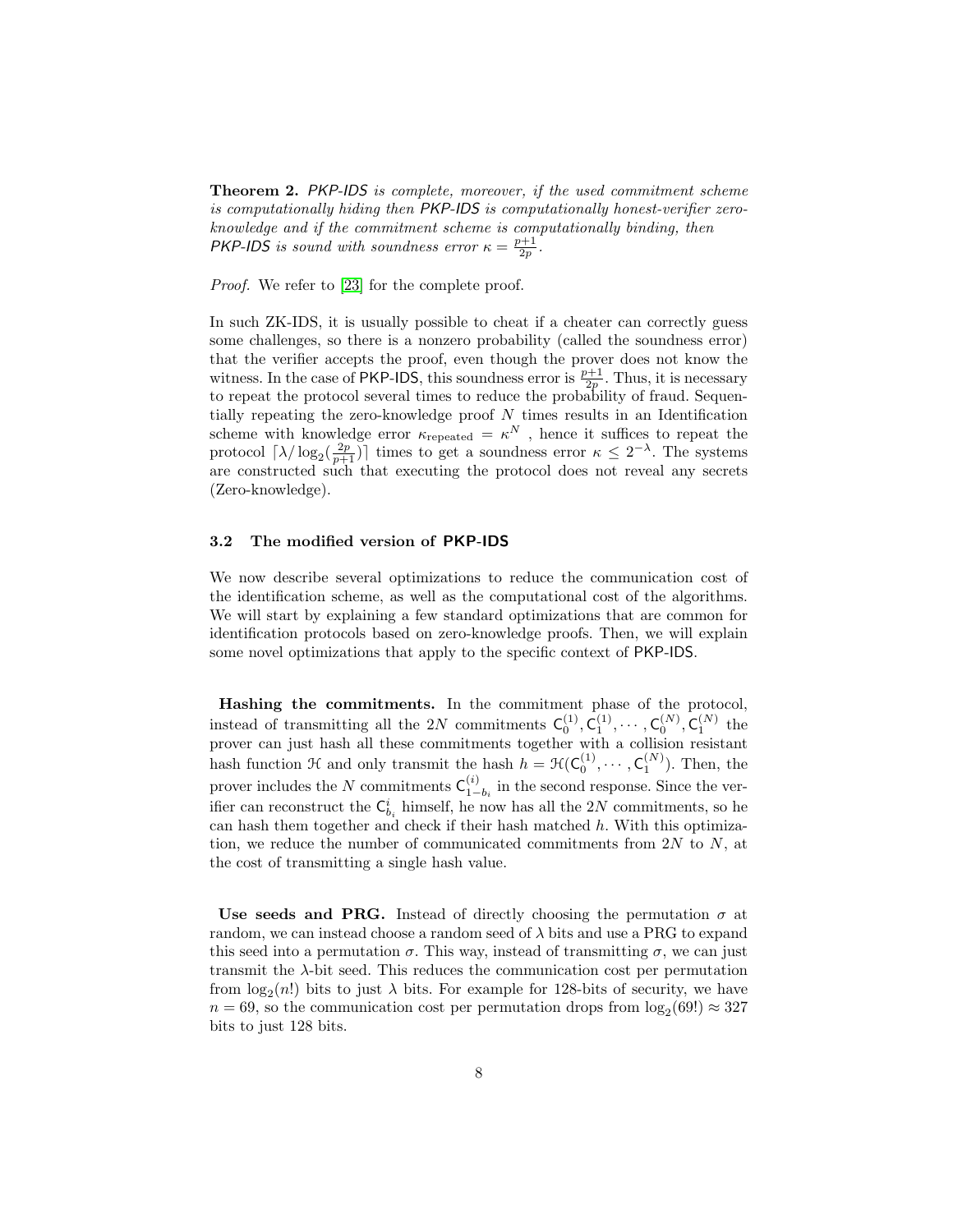**Theorem 2.** *PKP-IDS is complete, moreover, if the used commitment scheme is computationally hiding then PKP-IDS is computationally honest-verifier zero-knowledge and if the commitment scheme is computationally binding, then PKP-IDS is sound with soundness error $\kappa = \frac{p+1}{2p}$.*

*Proof.* We refer to [23] for the complete proof.

In such ZK-IDS, it is usually possible to cheat if a cheater can correctly guess some challenges, so there is a nonzero probability (called the soundness error) that the verifier accepts the proof, even though the prover does not know the witness. In the case of PKP-IDS, this soundness error is $\frac{p+1}{2p}$. Thus, it is necessary to repeat the protocol several times to reduce the probability of fraud. Sequentially repeating the zero-knowledge proof $N$ times results in an Identification scheme with knowledge error $\kappa_{\text{repeated}} = \kappa^N$ , hence it suffices to repeat the protocol $\lceil \lambda / \log_2(\frac{2p}{p+1}) \rceil$ times to get a soundness error $\kappa \leq 2^{-\lambda}$. The systems are constructed such that executing the protocol does not reveal any secrets (Zero-knowledge).

### 3.2 The modified version of PKP-IDS

We now describe several optimizations to reduce the communication cost of the identification scheme, as well as the computational cost of the algorithms. We will start by explaining a few standard optimizations that are common for identification protocols based on zero-knowledge proofs. Then, we will explain some novel optimizations that apply to the specific context of PKP-IDS.

**Hashing the commitments.** In the commitment phase of the protocol, instead of transmitting all the $2N$ commitments $\mathsf{C}_0^{(1)}, \mathsf{C}_1^{(1)}, \cdots, \mathsf{C}_0^{(N)}, \mathsf{C}_1^{(N)}$ the prover can just hash all these commitments together with a collision resistant hash function $\mathcal{H}$ and only transmit the hash $h = \mathcal{H}(\mathsf{C}_0^{(1)}, \cdots, \mathsf{C}_1^{(N)})$. Then, the prover includes the $N$ commitments $\mathsf{C}_{1-b_i}^{(i)}$ in the second response. Since the verifier can reconstruct the $\mathsf{C}_{b_i}^{i}$ himself, he now has all the $2N$ commitments, so he can hash them together and check if their hash matched $h$. With this optimization, we reduce the number of communicated commitments from $2N$ to $N$, at the cost of transmitting a single hash value.

**Use seeds and PRG.** Instead of directly choosing the permutation $\sigma$ at random, we can instead choose a random seed of $\lambda$ bits and use a PRG to expand this seed into a permutation $\sigma$. This way, instead of transmitting $\sigma$, we can just transmit the $\lambda$-bit seed. This reduces the communication cost per permutation from $\log_2(n!)$ bits to just $\lambda$ bits. For example for 128-bits of security, we have $n = 69$, so the communication cost per permutation drops from $\log_2(69!) \approx 327$ bits to just 128 bits.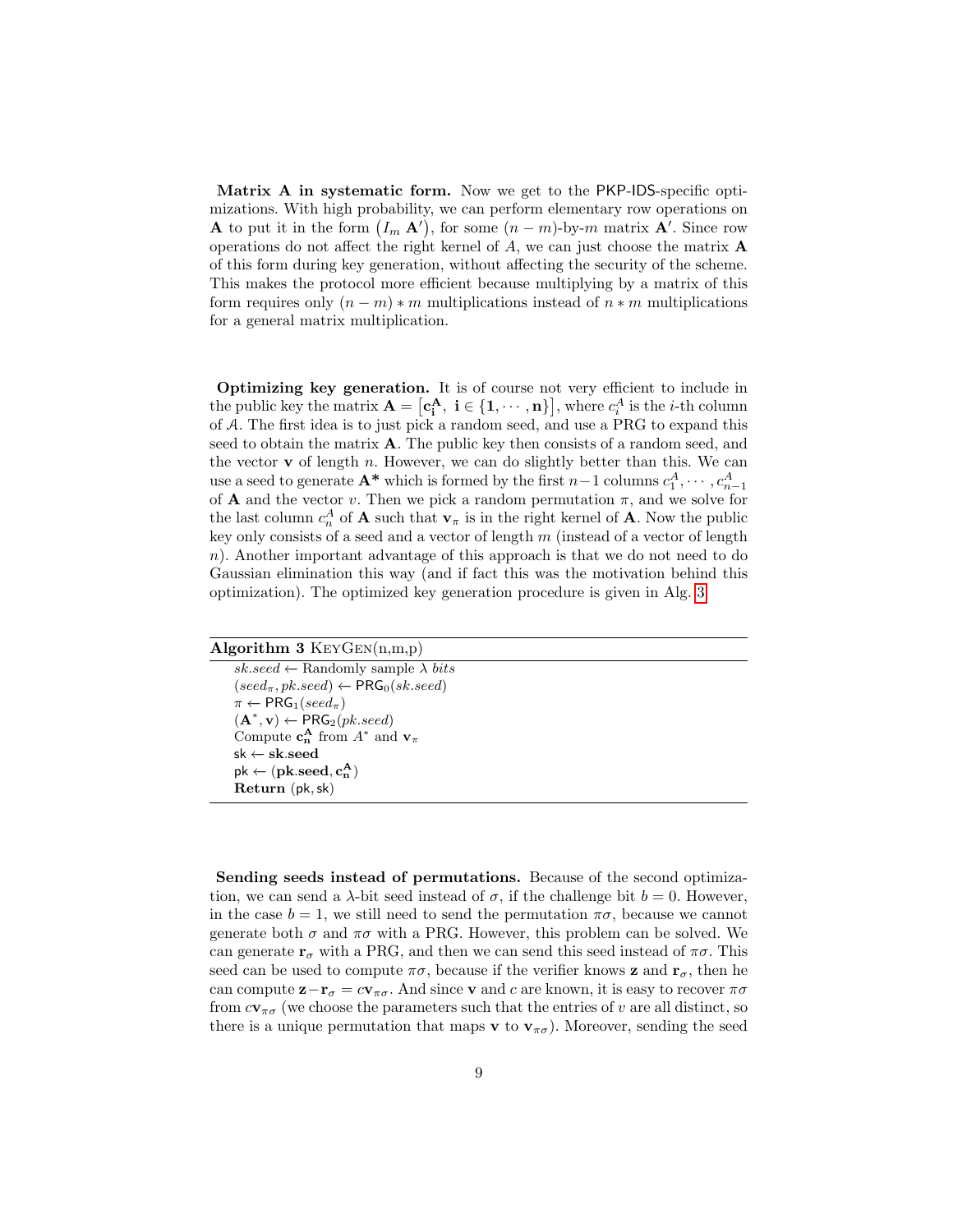**Matrix A in systematic form.** Now we get to the PKP-IDS-specific optimizations. With high probability, we can perform elementary row operations on $\mathbf{A}$ to put it in the form $\begin{pmatrix} I_m & \mathbf{A}' \end{pmatrix}$, for some $(n-m)$-by-$m$ matrix $\mathbf{A}'$. Since row operations do not affect the right kernel of $A$, we can just choose the matrix $\mathbf{A}$ of this form during key generation, without affecting the security of the scheme. This makes the protocol more efficient because multiplying by a matrix of this form requires only $(n-m) * m$ multiplications instead of $n * m$ multiplications for a general matrix multiplication.

**Optimizing key generation.** It is of course not very efficient to include in the public key the matrix $\mathbf{A} = \left[\mathbf{c_i^A},\ \mathbf{i} \in \{\mathbf{1}, \cdots, \mathbf{n}\}\right]$, where $c_i^A$ is the $i$-th column of $\mathcal{A}$. The first idea is to just pick a random seed, and use a PRG to expand this seed to obtain the matrix $\mathbf{A}$. The public key then consists of a random seed, and the vector $\mathbf{v}$ of length $n$. However, we can do slightly better than this. We can use a seed to generate $\mathbf{A^*}$ which is formed by the first $n-1$ columns $c_1^A, \cdots, c_{n-1}^A$ of $\mathbf{A}$ and the vector $v$. Then we pick a random permutation $\pi$, and we solve for the last column $c_n^A$ of $\mathbf{A}$ such that $\mathbf{v}_\pi$ is in the right kernel of $\mathbf{A}$. Now the public key only consists of a seed and a vector of length $m$ (instead of a vector of length $n$). Another important advantage of this approach is that we do not need to do Gaussian elimination this way (and if fact this was the motivation behind this optimization). The optimized key generation procedure is given in Alg. 3

**Algorithm 3** KeyGen(n,m,p)

```
sk.seed ← Randomly sample λ bits
(seed_π, pk.seed) ← PRG_0(sk.seed)
π ← PRG_1(seed_π)
(A*, v) ← PRG_2(pk.seed)
Compute c_n^A from A* and v_π
sk ← sk.seed
pk ← (pk.seed, c_n^A)
Return (pk, sk)
```

**Sending seeds instead of permutations.** Because of the second optimization, we can send a $\lambda$-bit seed instead of $\sigma$, if the challenge bit $b = 0$. However, in the case $b = 1$, we still need to send the permutation $\pi\sigma$, because we cannot generate both $\sigma$ and $\pi\sigma$ with a PRG. However, this problem can be solved. We can generate $\mathbf{r}_\sigma$ with a PRG, and then we can send this seed instead of $\pi\sigma$. This seed can be used to compute $\pi\sigma$, because if the verifier knows $\mathbf{z}$ and $\mathbf{r}_\sigma$, then he can compute $\mathbf{z} - \mathbf{r}_\sigma = c\mathbf{v}_{\pi\sigma}$. And since $\mathbf{v}$ and $c$ are known, it is easy to recover $\pi\sigma$ from $c\mathbf{v}_{\pi\sigma}$ (we choose the parameters such that the entries of $v$ are all distinct, so there is a unique permutation that maps $\mathbf{v}$ to $\mathbf{v}_{\pi\sigma}$). Moreover, sending the seed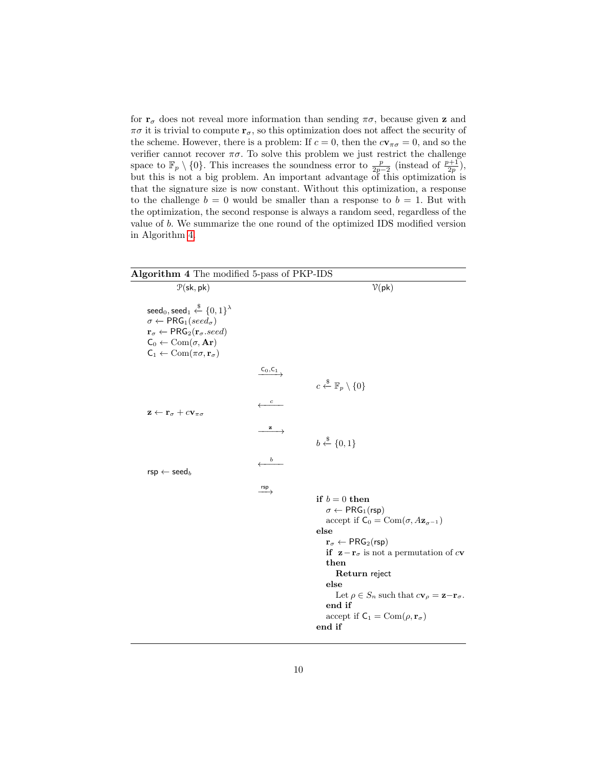for $\mathbf{r}_\sigma$ does not reveal more information than sending $\pi\sigma$, because given $\mathbf{z}$ and $\pi\sigma$ it is trivial to compute $\mathbf{r}_\sigma$, so this optimization does not affect the security of the scheme. However, there is a problem: If $c = 0$, then the $c\mathbf{v}_{\pi\sigma} = 0$, and so the verifier cannot recover $\pi\sigma$. To solve this problem we just restrict the challenge space to $\mathbb{F}_p \setminus \{0\}$. This increases the soundness error to $\frac{p}{2p-2}$ (instead of $\frac{p+1}{2p}$), but this is not a big problem. An important advantage of this optimization is that the signature size is now constant. Without this optimization, a response to the challenge $b = 0$ would be smaller than a response to $b = 1$. But with the optimization, the second response is always a random seed, regardless of the value of $b$. We summarize the one round of the optimized IDS modified version in Algorithm 4.

**Algorithm 4** The modified 5-pass of PKP-IDS

| $\mathcal{P}(\mathsf{sk}, \mathsf{pk})$ | | $\mathcal{V}(\mathsf{pk})$ |
|---|---|---|
| $\mathsf{seed}_0, \mathsf{seed}_1 \xleftarrow{\$} \{0,1\}^\lambda$ <br> $\sigma \leftarrow \mathsf{PRG}_1(seed_\sigma)$ <br> $\mathbf{r}_\sigma \leftarrow \mathsf{PRG}_2(\mathbf{r}_\sigma.seed)$ <br> $\mathsf{C}_0 \leftarrow \mathrm{Com}(\sigma, \mathbf{Ar})$ <br> $\mathsf{C}_1 \leftarrow \mathrm{Com}(\pi\sigma, \mathbf{r}_\sigma)$ | | |
| | $\xrightarrow{\mathsf{C}_0, \mathsf{C}_1}$ | |
| | | $c \xleftarrow{\$} \mathbb{F}_p \setminus \{0\}$ |
| | $\xleftarrow{c}$ | |
| $\mathbf{z} \leftarrow \mathbf{r}_\sigma + c\mathbf{v}_{\pi\sigma}$ | | |
| | $\xrightarrow{\mathbf{z}}$ | |
| | | $b \xleftarrow{\$} \{0,1\}$ |
| | $\xleftarrow{b}$ | |
| $\mathsf{rsp} \leftarrow \mathsf{seed}_b$ | | |
| | $\xrightarrow{\mathsf{rsp}}$ | |

```
if b = 0 then
    σ ← PRG_1(rsp)
    accept if C_0 = Com(σ, A z_{σ^{-1}})
else
    r_σ ← PRG_2(rsp)
    if z − r_σ is not a permutation of c v then
        Return reject
    else
        Let ρ ∈ S_n such that c v_ρ = z − r_σ.
    end if
    accept if C_1 = Com(ρ, r_σ)
end if
```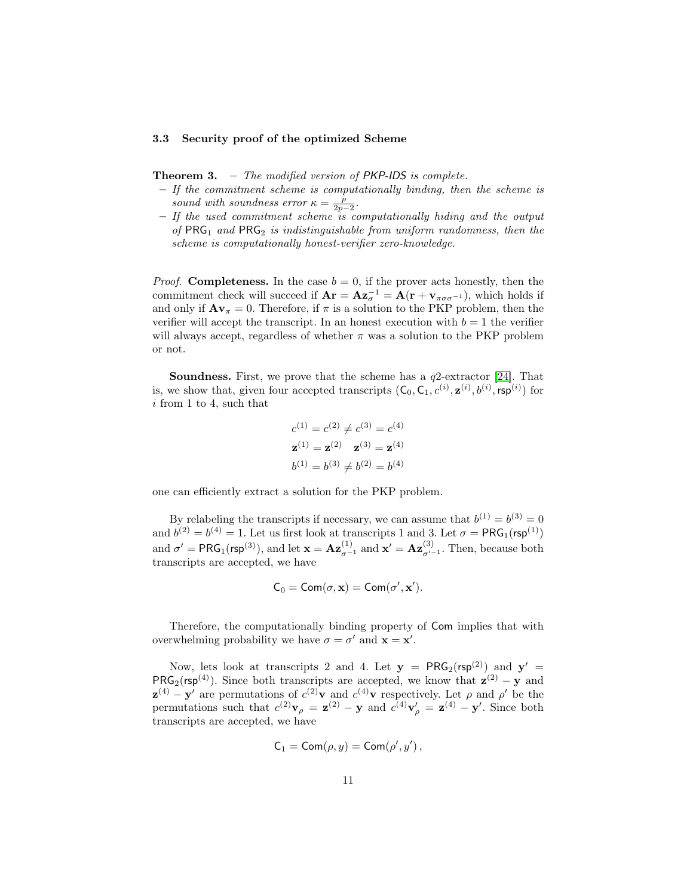### 3.3 Security proof of the optimized Scheme

**Theorem 3.** – *The modified version of PKP-IDS is complete.*

- *If the commitment scheme is computationally binding, then the scheme is sound with soundness error $\kappa = \frac{p}{2p-2}$.*
- *If the used commitment scheme is computationally hiding and the output of $\mathsf{PRG}_1$ and $\mathsf{PRG}_2$ is indistinguishable from uniform randomness, then the scheme is computationally honest-verifier zero-knowledge.*

*Proof.* **Completeness.** In the case $b = 0$, if the prover acts honestly, then the commitment check will succeed if $\mathbf{A}\mathbf{r} = \mathbf{A}\mathbf{z}_\sigma^{-1} = \mathbf{A}(\mathbf{r} + \mathbf{v}_{\pi\sigma\sigma^{-1}})$, which holds if and only if $\mathbf{A}\mathbf{v}_\pi = 0$. Therefore, if $\pi$ is a solution to the PKP problem, then the verifier will accept the transcript. In an honest execution with $b = 1$ the verifier will always accept, regardless of whether $\pi$ was a solution to the PKP problem or not.

**Soundness.** First, we prove that the scheme has a $q2$-extractor [24]. That is, we show that, given four accepted transcripts $(\mathsf{C}_0, \mathsf{C}_1, c^{(i)}, \mathbf{z}^{(i)}, b^{(i)}, \mathsf{rsp}^{(i)})$ for $i$ from 1 to 4, such that

$$c^{(1)} = c^{(2)} \neq c^{(3)} = c^{(4)}$$
$$\mathbf{z}^{(1)} = \mathbf{z}^{(2)} \quad \mathbf{z}^{(3)} = \mathbf{z}^{(4)}$$
$$b^{(1)} = b^{(3)} \neq b^{(2)} = b^{(4)}$$

one can efficiently extract a solution for the PKP problem.

By relabeling the transcripts if necessary, we can assume that $b^{(1)} = b^{(3)} = 0$ and $b^{(2)} = b^{(4)} = 1$. Let us first look at transcripts 1 and 3. Let $\sigma = \mathsf{PRG}_1(\mathsf{rsp}^{(1)})$ and $\sigma' = \mathsf{PRG}_1(\mathsf{rsp}^{(3)})$, and let $\mathbf{x} = \mathbf{A}\mathbf{z}^{(1)}_{\sigma^{-1}}$ and $\mathbf{x}' = \mathbf{A}\mathbf{z}^{(3)}_{\sigma'^{-1}}$. Then, because both transcripts are accepted, we have

$$\mathsf{C}_0 = \mathsf{Com}(\sigma, \mathbf{x}) = \mathsf{Com}(\sigma', \mathbf{x}').$$

Therefore, the computationally binding property of $\mathsf{Com}$ implies that with overwhelming probability we have $\sigma = \sigma'$ and $\mathbf{x} = \mathbf{x}'$.

Now, lets look at transcripts 2 and 4. Let $\mathbf{y} = \mathsf{PRG}_2(\mathsf{rsp}^{(2)})$ and $\mathbf{y}' = \mathsf{PRG}_2(\mathsf{rsp}^{(4)})$. Since both transcripts are accepted, we know that $\mathbf{z}^{(2)} - \mathbf{y}$ and $\mathbf{z}^{(4)} - \mathbf{y}'$ are permutations of $c^{(2)}\mathbf{v}$ and $c^{(4)}\mathbf{v}$ respectively. Let $\rho$ and $\rho'$ be the permutations such that $c^{(2)}\mathbf{v}_\rho = \mathbf{z}^{(2)} - \mathbf{y}$ and $c^{(4)}\mathbf{v}'_\rho = \mathbf{z}^{(4)} - \mathbf{y}'$. Since both transcripts are accepted, we have

$$\mathsf{C}_1 = \mathsf{Com}(\rho, y) = \mathsf{Com}(\rho', y'),$$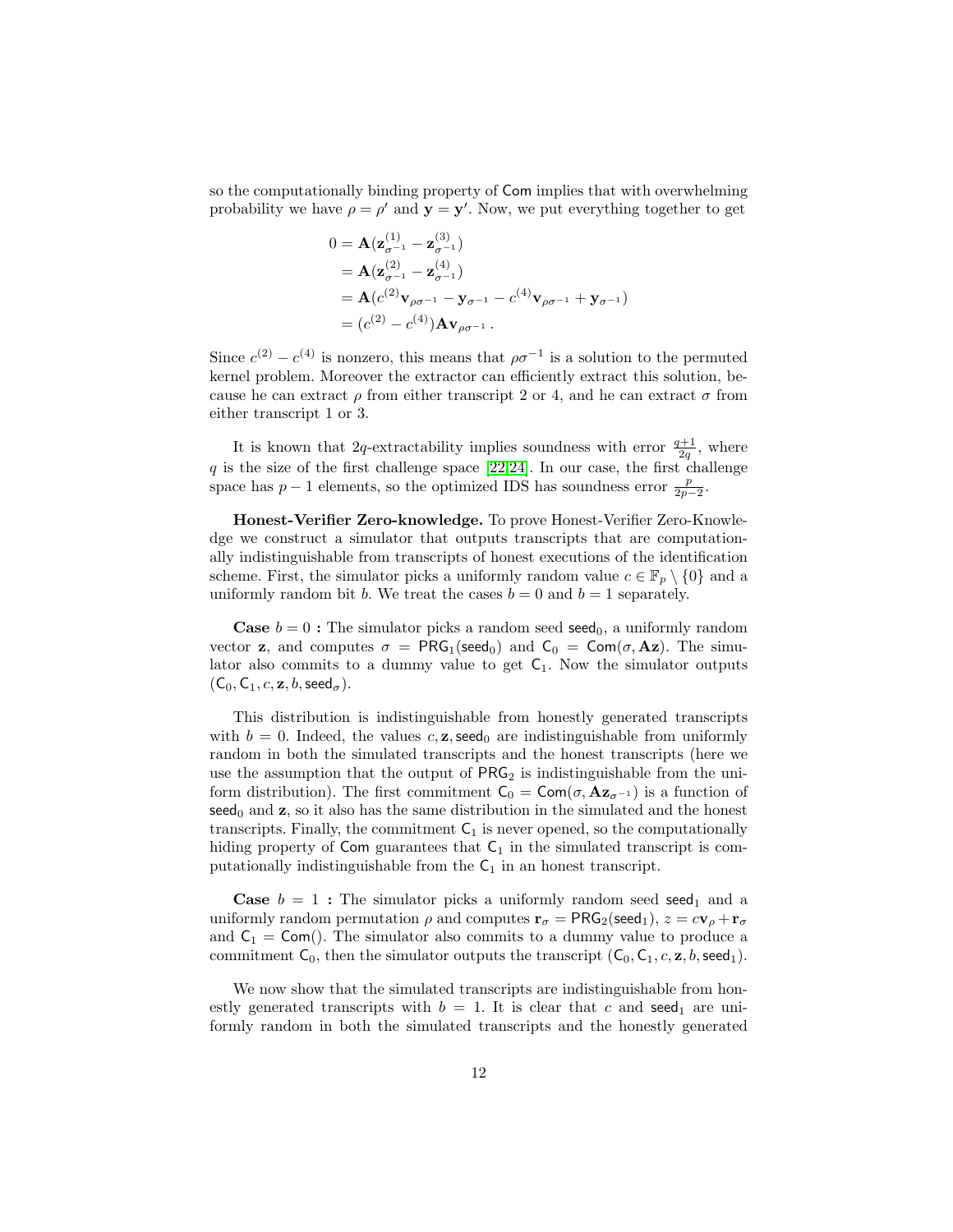so the computationally binding property of Com implies that with overwhelming probability we have $\rho = \rho'$ and $\mathbf{y} = \mathbf{y}'$. Now, we put everything together to get

$$
\begin{aligned}
0 &= \mathbf{A}(\mathbf{z}^{(1)}_{\sigma^{-1}} - \mathbf{z}^{(3)}_{\sigma^{-1}}) \\
&= \mathbf{A}(\mathbf{z}^{(2)}_{\sigma^{-1}} - \mathbf{z}^{(4)}_{\sigma^{-1}}) \\
&= \mathbf{A}(c^{(2)}\mathbf{v}_{\rho\sigma^{-1}} - \mathbf{y}_{\sigma^{-1}} - c^{(4)}\mathbf{v}_{\rho\sigma^{-1}} + \mathbf{y}_{\sigma^{-1}}) \\
&= (c^{(2)} - c^{(4)})\mathbf{A}\mathbf{v}_{\rho\sigma^{-1}}\,.
\end{aligned}
$$

Since $c^{(2)} - c^{(4)}$ is nonzero, this means that $\rho\sigma^{-1}$ is a solution to the permuted kernel problem. Moreover the extractor can efficiently extract this solution, because he can extract $\rho$ from either transcript 2 or 4, and he can extract $\sigma$ from either transcript 1 or 3.

It is known that $2q$-extractability implies soundness with error $\frac{q+1}{2q}$, where $q$ is the size of the first challenge space [22,24]. In our case, the first challenge space has $p-1$ elements, so the optimized IDS has soundness error $\frac{p}{2p-2}$.

**Honest-Verifier Zero-knowledge.** To prove Honest-Verifier Zero-Knowledge we construct a simulator that outputs transcripts that are computationally indistinguishable from transcripts of honest executions of the identification scheme. First, the simulator picks a uniformly random value $c \in \mathbb{F}_p \setminus \{0\}$ and a uniformly random bit $b$. We treat the cases $b = 0$ and $b = 1$ separately.

**Case $b = 0$ :** The simulator picks a random seed $\mathsf{seed}_0$, a uniformly random vector $\mathbf{z}$, and computes $\sigma = \mathsf{PRG}_1(\mathsf{seed}_0)$ and $\mathsf{C}_0 = \mathsf{Com}(\sigma, \mathbf{A}\mathbf{z})$. The simulator also commits to a dummy value to get $\mathsf{C}_1$. Now the simulator outputs $(\mathsf{C}_0, \mathsf{C}_1, c, \mathbf{z}, b, \mathsf{seed}_\sigma)$.

This distribution is indistinguishable from honestly generated transcripts with $b = 0$. Indeed, the values $c, \mathbf{z}, \mathsf{seed}_0$ are indistinguishable from uniformly random in both the simulated transcripts and the honest transcripts (here we use the assumption that the output of $\mathsf{PRG}_2$ is indistinguishable from the uniform distribution). The first commitment $\mathsf{C}_0 = \mathsf{Com}(\sigma, \mathbf{A}\mathbf{z}_{\sigma^{-1}})$ is a function of $\mathsf{seed}_0$ and $\mathbf{z}$, so it also has the same distribution in the simulated and the honest transcripts. Finally, the commitment $\mathsf{C}_1$ is never opened, so the computationally hiding property of Com guarantees that $\mathsf{C}_1$ in the simulated transcript is computationally indistinguishable from the $\mathsf{C}_1$ in an honest transcript.

**Case $b = 1$ :** The simulator picks a uniformly random seed $\mathsf{seed}_1$ and a uniformly random permutation $\rho$ and computes $\mathbf{r}_\sigma = \mathsf{PRG}_2(\mathsf{seed}_1)$, $z = c\mathbf{v}_\rho + \mathbf{r}_\sigma$ and $\mathsf{C}_1 = \mathsf{Com}()$. The simulator also commits to a dummy value to produce a commitment $\mathsf{C}_0$, then the simulator outputs the transcript $(\mathsf{C}_0, \mathsf{C}_1, c, \mathbf{z}, b, \mathsf{seed}_1)$.

We now show that the simulated transcripts are indistinguishable from honestly generated transcripts with $b = 1$. It is clear that $c$ and $\mathsf{seed}_1$ are uniformly random in both the simulated transcripts and the honestly generated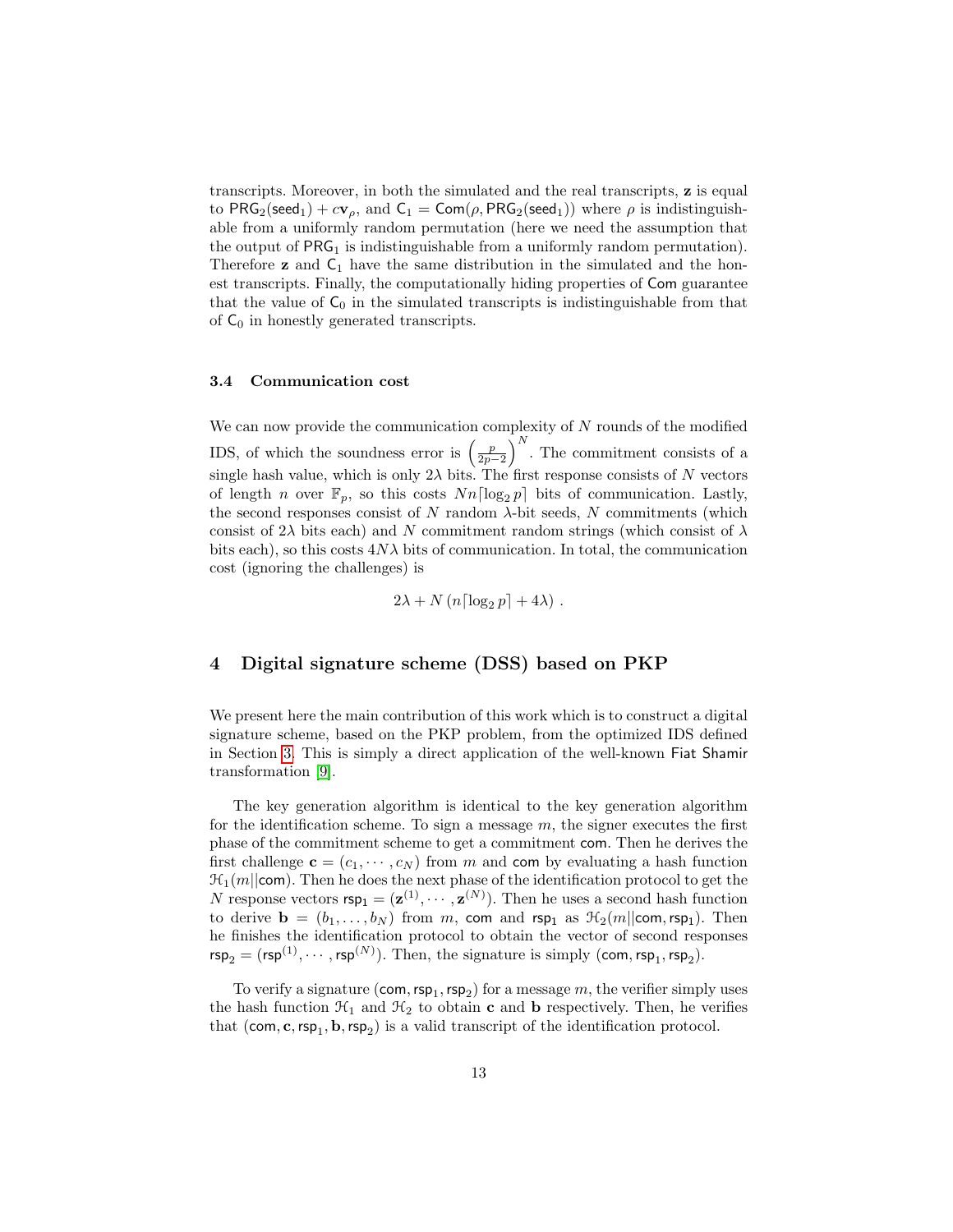transcripts. Moreover, in both the simulated and the real transcripts, $\mathbf{z}$ is equal to $\mathsf{PRG}_2(\mathsf{seed}_1) + c\mathbf{v}_\rho$, and $\mathsf{C}_1 = \mathsf{Com}(\rho, \mathsf{PRG}_2(\mathsf{seed}_1))$ where $\rho$ is indistinguishable from a uniformly random permutation (here we need the assumption that the output of $\mathsf{PRG}_1$ is indistinguishable from a uniformly random permutation). Therefore $\mathbf{z}$ and $\mathsf{C}_1$ have the same distribution in the simulated and the honest transcripts. Finally, the computationally hiding properties of $\mathsf{Com}$ guarantee that the value of $\mathsf{C}_0$ in the simulated transcripts is indistinguishable from that of $\mathsf{C}_0$ in honestly generated transcripts.

### 3.4 Communication cost

We can now provide the communication complexity of $N$ rounds of the modified IDS, of which the soundness error is $\left(\frac{p}{2p-2}\right)^N$. The commitment consists of a single hash value, which is only $2\lambda$ bits. The first response consists of $N$ vectors of length $n$ over $\mathbb{F}_p$, so this costs $Nn\lceil\log_2 p\rceil$ bits of communication. Lastly, the second responses consist of $N$ random $\lambda$-bit seeds, $N$ commitments (which consist of $2\lambda$ bits each) and $N$ commitment random strings (which consist of $\lambda$ bits each), so this costs $4N\lambda$ bits of communication. In total, the communication cost (ignoring the challenges) is

$$2\lambda + N\left(n\lceil\log_2 p\rceil + 4\lambda\right).$$

## 4 Digital signature scheme (DSS) based on PKP

We present here the main contribution of this work which is to construct a digital signature scheme, based on the PKP problem, from the optimized IDS defined in Section 3. This is simply a direct application of the well-known Fiat Shamir transformation [9].

The key generation algorithm is identical to the key generation algorithm for the identification scheme. To sign a message $m$, the signer executes the first phase of the commitment scheme to get a commitment $\mathsf{com}$. Then he derives the first challenge $\mathbf{c} = (c_1, \cdots, c_N)$ from $m$ and $\mathsf{com}$ by evaluating a hash function $\mathcal{H}_1(m||\mathsf{com})$. Then he does the next phase of the identification protocol to get the $N$ response vectors $\mathsf{rsp}_1 = (\mathbf{z}^{(1)}, \cdots, \mathbf{z}^{(N)})$. Then he uses a second hash function to derive $\mathbf{b} = (b_1, \ldots, b_N)$ from $m$, $\mathsf{com}$ and $\mathsf{rsp}_1$ as $\mathcal{H}_2(m||\mathsf{com}, \mathsf{rsp}_1)$. Then he finishes the identification protocol to obtain the vector of second responses $\mathsf{rsp}_2 = (\mathsf{rsp}^{(1)}, \cdots, \mathsf{rsp}^{(N)})$. Then, the signature is simply $(\mathsf{com}, \mathsf{rsp}_1, \mathsf{rsp}_2)$.

To verify a signature $(\mathsf{com}, \mathsf{rsp}_1, \mathsf{rsp}_2)$ for a message $m$, the verifier simply uses the hash function $\mathcal{H}_1$ and $\mathcal{H}_2$ to obtain $\mathbf{c}$ and $\mathbf{b}$ respectively. Then, he verifies that $(\mathsf{com}, \mathbf{c}, \mathsf{rsp}_1, \mathbf{b}, \mathsf{rsp}_2)$ is a valid transcript of the identification protocol.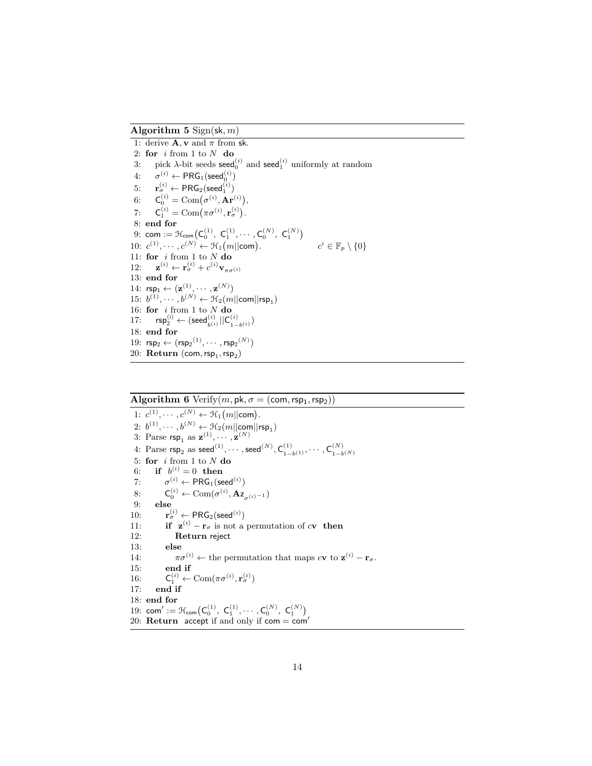**Algorithm 5** Sign(sk, $m$)

1: derive $\mathbf{A}, \mathbf{v}$ and $\pi$ from sk.
2: **for** $i$ from 1 to $N$ **do**
3: pick $\lambda$-bit seeds $\mathsf{seed}_0^{(i)}$ and $\mathsf{seed}_1^{(i)}$ uniformly at random
4: $\sigma^{(i)} \leftarrow \mathsf{PRG}_1(\mathsf{seed}_0^{(i)})$
5: $\mathbf{r}_\sigma^{(i)} \leftarrow \mathsf{PRG}_2(\mathsf{seed}_1^{(i)})$
6: $\mathsf{C}_0^{(i)} = \mathrm{Com}(\sigma^{(i)}, \mathbf{A}\mathbf{r}^{(i)})$,
7: $\mathsf{C}_1^{(i)} = \mathrm{Com}(\pi\sigma^{(i)}, \mathbf{r}_\sigma^{(i)})$.
8: **end for**
9: $\mathsf{com} := \mathcal{H}_{\mathsf{com}}(\mathsf{C}_0^{(1)},\ \mathsf{C}_1^{(1)}, \cdots, \mathsf{C}_0^{(N)},\ \mathsf{C}_1^{(N)})$
10: $c^{(1)}, \cdots, c^{(N)} \leftarrow \mathcal{H}_1(m||\mathsf{com})$. $\quad c^i \in \mathbb{F}_p \setminus \{0\}$
11: **for** $i$ from 1 to $N$ **do**
12: $\mathbf{z}^{(i)} \leftarrow \mathbf{r}_\sigma^{(i)} + c^{(i)}\mathbf{v}_{\pi\sigma^{(i)}}$
13: **end for**
14: $\mathsf{rsp}_1 \leftarrow (\mathbf{z}^{(1)}, \cdots, \mathbf{z}^{(N)})$
15: $b^{(1)}, \cdots, b^{(N)} \leftarrow \mathcal{H}_2(m||\mathsf{com}||\mathsf{rsp}_1)$
16: **for** $i$ from 1 to $N$ **do**
17: $\mathsf{rsp}_2^{(i)} \leftarrow (\mathsf{seed}_{b^{(i)}}^{(i)}||\mathsf{C}_{1-b^{(i)}}^{(i)})$
18: **end for**
19: $\mathsf{rsp}_2 \leftarrow (\mathsf{rsp}_2{}^{(1)}, \cdots, \mathsf{rsp}_2{}^{(N)})$
20: **Return** $(\mathsf{com}, \mathsf{rsp}_1, \mathsf{rsp}_2)$

**Algorithm 6** Verify($m$, pk, $\sigma = (\mathsf{com}, \mathsf{rsp}_1, \mathsf{rsp}_2)$)

1: $c^{(1)}, \cdots, c^{(N)} \leftarrow \mathcal{H}_1(m||\mathsf{com})$.
2: $b^{(1)}, \cdots, b^{(N)} \leftarrow \mathcal{H}_2(m||\mathsf{com}||\mathsf{rsp}_1)$
3: Parse $\mathsf{rsp}_1$ as $\mathbf{z}^{(1)}, \cdots, \mathbf{z}^{(N)}$
4: Parse $\mathsf{rsp}_2$ as $\mathsf{seed}^{(1)}, \cdots, \mathsf{seed}^{(N)}, \mathsf{C}_{1-b^{(1)}}^{(1)}, \cdots, \mathsf{C}_{1-b^{(N)}}^{(N)}$
5: **for** $i$ from 1 to $N$ **do**
6: **if** $b^{(i)} = 0$ **then**
7: $\sigma^{(i)} \leftarrow \mathsf{PRG}_1(\mathsf{seed}^{(i)})$
8: $\mathsf{C}_0^{(i)} \leftarrow \mathrm{Com}(\sigma^{(i)}, \mathbf{A}\mathbf{z}_{\sigma^{(i)-1}})$
9: **else**
10: $\mathbf{r}_\sigma^{(i)} \leftarrow \mathsf{PRG}_2(\mathsf{seed}^{(i)})$
11: **if** $\mathbf{z}^{(i)} - \mathbf{r}_\sigma$ is not a permutation of $c\mathbf{v}$ **then**
12: **Return** reject
13: **else**
14: $\pi\sigma^{(i)} \leftarrow$ the permutation that maps $c\mathbf{v}$ to $\mathbf{z}^{(i)} - \mathbf{r}_\sigma$.
15: **end if**
16: $\mathsf{C}_1^{(i)} \leftarrow \mathrm{Com}(\pi\sigma^{(i)}, \mathbf{r}_\sigma^{(i)})$
17: **end if**
18: **end for**
19: $\mathsf{com}' := \mathcal{H}_{\mathsf{com}}(\mathsf{C}_0^{(1)},\ \mathsf{C}_1^{(1)}, \cdots, \mathsf{C}_0^{(N)},\ \mathsf{C}_1^{(N)})$
20: **Return** accept if and only if $\mathsf{com} = \mathsf{com}'$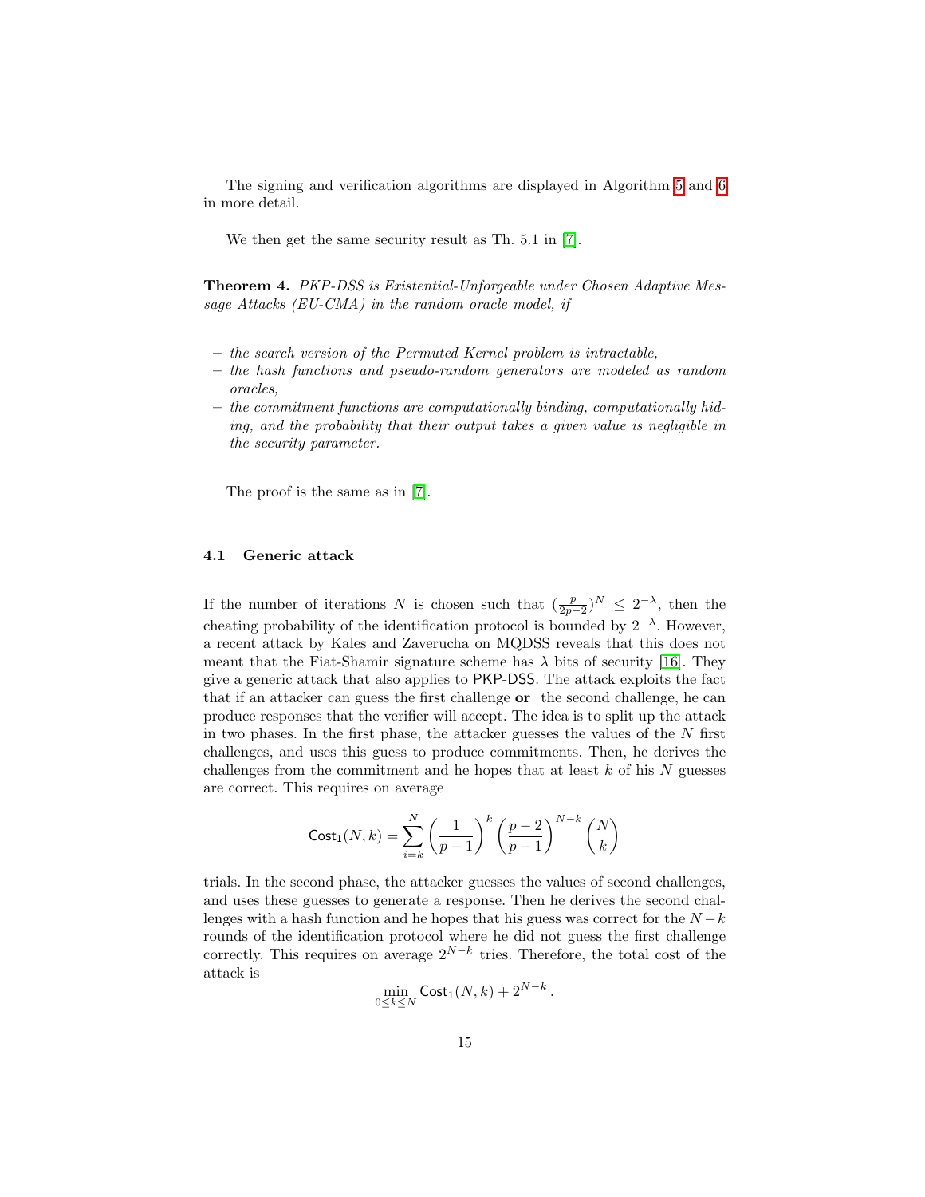The signing and verification algorithms are displayed in Algorithm 5 and 6 in more detail.

We then get the same security result as Th. 5.1 in [7].

**Theorem 4.** *PKP-DSS is Existential-Unforgeable under Chosen Adaptive Message Attacks (EU-CMA) in the random oracle model, if*

- *the search version of the Permuted Kernel problem is intractable,*
- *the hash functions and pseudo-random generators are modeled as random oracles,*
- *the commitment functions are computationally binding, computationally hiding, and the probability that their output takes a given value is negligible in the security parameter.*

The proof is the same as in [7].

### 4.1 Generic attack

If the number of iterations $N$ is chosen such that $(\frac{p}{2p-2})^N \leq 2^{-\lambda}$, then the cheating probability of the identification protocol is bounded by $2^{-\lambda}$. However, a recent attack by Kales and Zaverucha on MQDSS reveals that this does not meant that the Fiat-Shamir signature scheme has $\lambda$ bits of security [16]. They give a generic attack that also applies to PKP-DSS. The attack exploits the fact that if an attacker can guess the first challenge **or** the second challenge, he can produce responses that the verifier will accept. The idea is to split up the attack in two phases. In the first phase, the attacker guesses the values of the $N$ first challenges, and uses this guess to produce commitments. Then, he derives the challenges from the commitment and he hopes that at least $k$ of his $N$ guesses are correct. This requires on average

$$\mathsf{Cost}_1(N,k) = \sum_{i=k}^{N} \left(\frac{1}{p-1}\right)^k \left(\frac{p-2}{p-1}\right)^{N-k} \binom{N}{k}$$

trials. In the second phase, the attacker guesses the values of second challenges, and uses these guesses to generate a response. Then he derives the second challenges with a hash function and he hopes that his guess was correct for the $N-k$ rounds of the identification protocol where he did not guess the first challenge correctly. This requires on average $2^{N-k}$ tries. Therefore, the total cost of the attack is

$$\min_{0 \leq k \leq N} \mathsf{Cost}_1(N,k) + 2^{N-k} \,.$$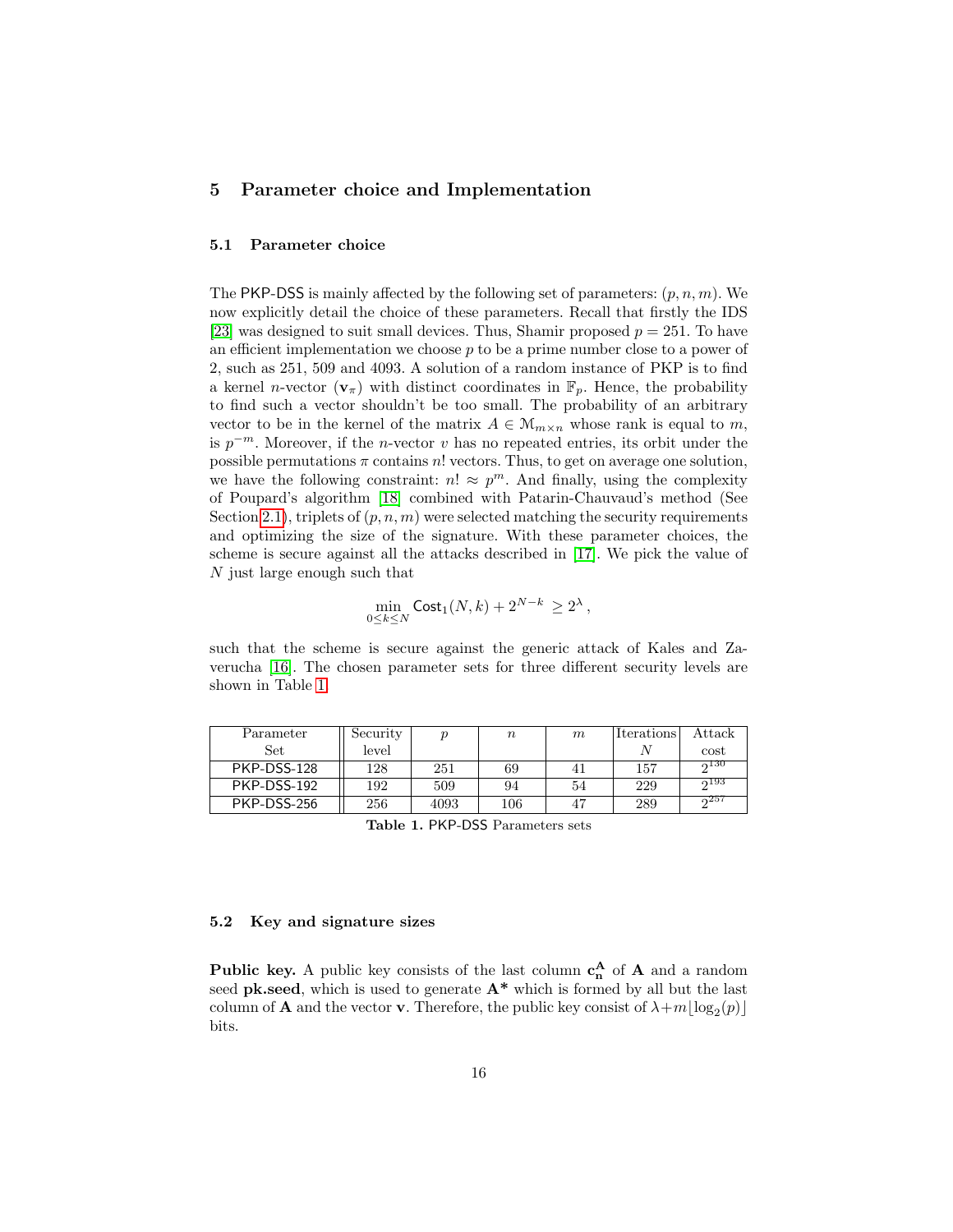## 5 Parameter choice and Implementation

### 5.1 Parameter choice

The PKP-DSS is mainly affected by the following set of parameters: $(p, n, m)$. We now explicitly detail the choice of these parameters. Recall that firstly the IDS [23] was designed to suit small devices. Thus, Shamir proposed $p = 251$. To have an efficient implementation we choose $p$ to be a prime number close to a power of 2, such as 251, 509 and 4093. A solution of a random instance of PKP is to find a kernel $n$-vector ($\mathbf{v}_\pi$) with distinct coordinates in $\mathbb{F}_p$. Hence, the probability to find such a vector shouldn't be too small. The probability of an arbitrary vector to be in the kernel of the matrix $A \in \mathcal{M}_{m\times n}$ whose rank is equal to $m$, is $p^{-m}$. Moreover, if the $n$-vector $v$ has no repeated entries, its orbit under the possible permutations $\pi$ contains $n!$ vectors. Thus, to get on average one solution, we have the following constraint: $n! \approx p^m$. And finally, using the complexity of Poupard's algorithm [18] combined with Patarin-Chauvaud's method (See Section 2.1), triplets of $(p, n, m)$ were selected matching the security requirements and optimizing the size of the signature. With these parameter choices, the scheme is secure against all the attacks described in [17]. We pick the value of $N$ just large enough such that

$$\min_{0\leq k\leq N} \mathsf{Cost}_1(N,k) + 2^{N-k} \geq 2^\lambda ,$$

such that the scheme is secure against the generic attack of Kales and Zaverucha [16]. The chosen parameter sets for three different security levels are shown in Table 1.

| Parameter Set | Security level | $p$ | $n$ | $m$ | Iterations $N$ | Attack cost |
|---|---|---|---|---|---|---|
| PKP-DSS-128 | 128 | 251 | 69 | 41 | 157 | $2^{130}$ |
| PKP-DSS-192 | 192 | 509 | 94 | 54 | 229 | $2^{193}$ |
| PKP-DSS-256 | 256 | 4093 | 106 | 47 | 289 | $2^{257}$ |

**Table 1.** PKP-DSS Parameters sets

### 5.2 Key and signature sizes

**Public key.** A public key consists of the last column $\mathbf{c_n^A}$ of $\mathbf{A}$ and a random seed **pk.seed**, which is used to generate $\mathbf{A^*}$ which is formed by all but the last column of $\mathbf{A}$ and the vector $\mathbf{v}$. Therefore, the public key consist of $\lambda + m\lfloor\log_2(p)\rfloor$ bits.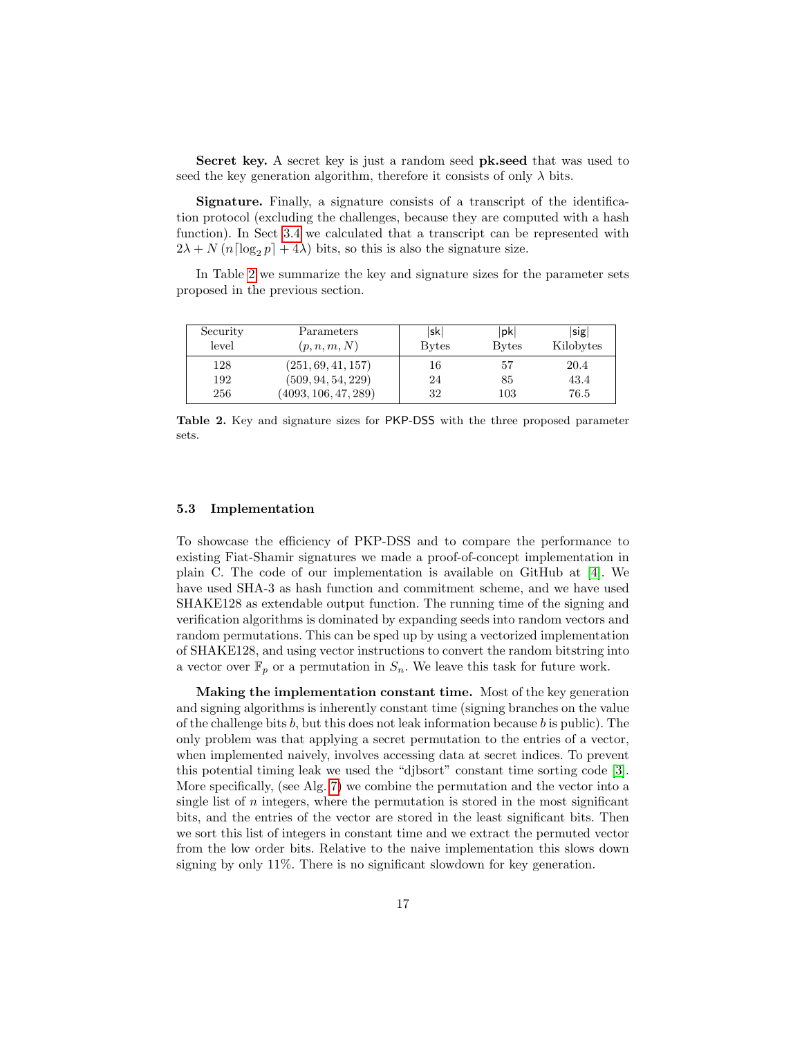**Secret key.** A secret key is just a random seed **pk.seed** that was used to seed the key generation algorithm, therefore it consists of only $\lambda$ bits.

**Signature.** Finally, a signature consists of a transcript of the identification protocol (excluding the challenges, because they are computed with a hash function). In Sect 3.4 we calculated that a transcript can be represented with $2\lambda + N\left(n\lceil\log_2 p\rceil + 4\lambda\right)$ bits, so this is also the signature size.

In Table 2 we summarize the key and signature sizes for the parameter sets proposed in the previous section.

| Security level | Parameters $(p, n, m, N)$ | $\|\mathsf{sk}\|$ Bytes | $\|\mathsf{pk}\|$ Bytes | $\|\mathsf{sig}\|$ Kilobytes |
|---|---|---|---|---|
| 128 | $(251, 69, 41, 157)$ | 16 | 57 | 20.4 |
| 192 | $(509, 94, 54, 229)$ | 24 | 85 | 43.4 |
| 256 | $(4093, 106, 47, 289)$ | 32 | 103 | 76.5 |

**Table 2.** Key and signature sizes for PKP-DSS with the three proposed parameter sets.

### 5.3 Implementation

To showcase the efficiency of PKP-DSS and to compare the performance to existing Fiat-Shamir signatures we made a proof-of-concept implementation in plain C. The code of our implementation is available on GitHub at [4]. We have used SHA-3 as hash function and commitment scheme, and we have used SHAKE128 as extendable output function. The running time of the signing and verification algorithms is dominated by expanding seeds into random vectors and random permutations. This can be sped up by using a vectorized implementation of SHAKE128, and using vector instructions to convert the random bitstring into a vector over $\mathbb{F}_p$ or a permutation in $S_n$. We leave this task for future work.

**Making the implementation constant time.** Most of the key generation and signing algorithms is inherently constant time (signing branches on the value of the challenge bits $b$, but this does not leak information because $b$ is public). The only problem was that applying a secret permutation to the entries of a vector, when implemented naively, involves accessing data at secret indices. To prevent this potential timing leak we used the "djbsort" constant time sorting code [3]. More specifically, (see Alg. 7) we combine the permutation and the vector into a single list of $n$ integers, where the permutation is stored in the most significant bits, and the entries of the vector are stored in the least significant bits. Then we sort this list of integers in constant time and we extract the permuted vector from the low order bits. Relative to the naive implementation this slows down signing by only 11%. There is no significant slowdown for key generation.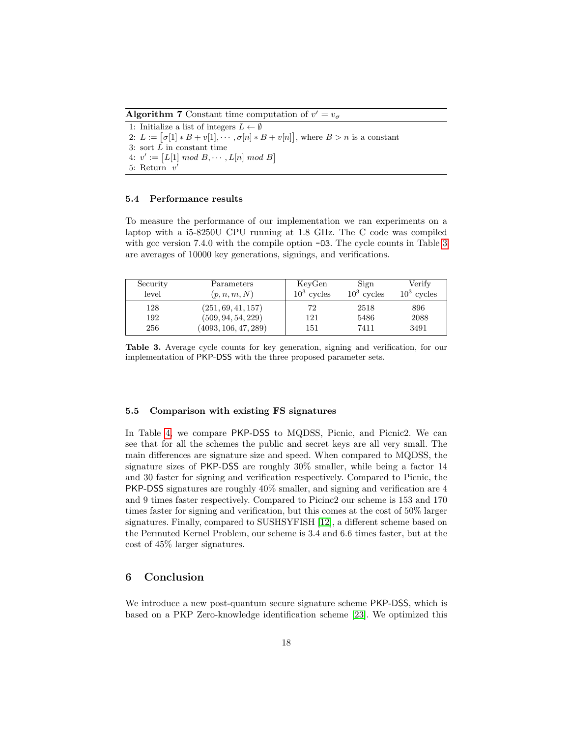**Algorithm 7** Constant time computation of $v' = v_\sigma$

1: Initialize a list of integers $L \leftarrow \emptyset$
2: $L := \left[\sigma[1] * B + v[1], \cdots, \sigma[n] * B + v[n]\right]$, where $B > n$ is a constant
3: sort $L$ in constant time
4: $v' := \left[L[1] \ mod \ B, \cdots, L[n] \ mod \ B\right]$
5: Return $v'$

### 5.4 Performance results

To measure the performance of our implementation we ran experiments on a laptop with a i5-8250U CPU running at 1.8 GHz. The C code was compiled with gcc version 7.4.0 with the compile option `-O3`. The cycle counts in Table 3 are averages of 10000 key generations, signings, and verifications.

| Security level | Parameters $(p, n, m, N)$ | KeyGen $10^3$ cycles | Sign $10^3$ cycles | Verify $10^3$ cycles |
|---|---|---|---|---|
| 128 | $(251, 69, 41, 157)$ | 72 | 2518 | 896 |
| 192 | $(509, 94, 54, 229)$ | 121 | 5486 | 2088 |
| 256 | $(4093, 106, 47, 289)$ | 151 | 7411 | 3491 |

**Table 3.** Average cycle counts for key generation, signing and verification, for our implementation of PKP-DSS with the three proposed parameter sets.

### 5.5 Comparison with existing FS signatures

In Table 4, we compare PKP-DSS to MQDSS, Picnic, and Picnic2. We can see that for all the schemes the public and secret keys are all very small. The main differences are signature size and speed. When compared to MQDSS, the signature sizes of PKP-DSS are roughly 30% smaller, while being a factor 14 and 30 faster for signing and verification respectively. Compared to Picnic, the PKP-DSS signatures are roughly 40% smaller, and signing and verification are 4 and 9 times faster respectively. Compared to Picinc2 our scheme is 153 and 170 times faster for signing and verification, but this comes at the cost of 50% larger signatures. Finally, compared to SUSHSYFISH [12], a different scheme based on the Permuted Kernel Problem, our scheme is 3.4 and 6.6 times faster, but at the cost of 45% larger signatures.

## 6 Conclusion

We introduce a new post-quantum secure signature scheme PKP-DSS, which is based on a PKP Zero-knowledge identification scheme [23]. We optimized this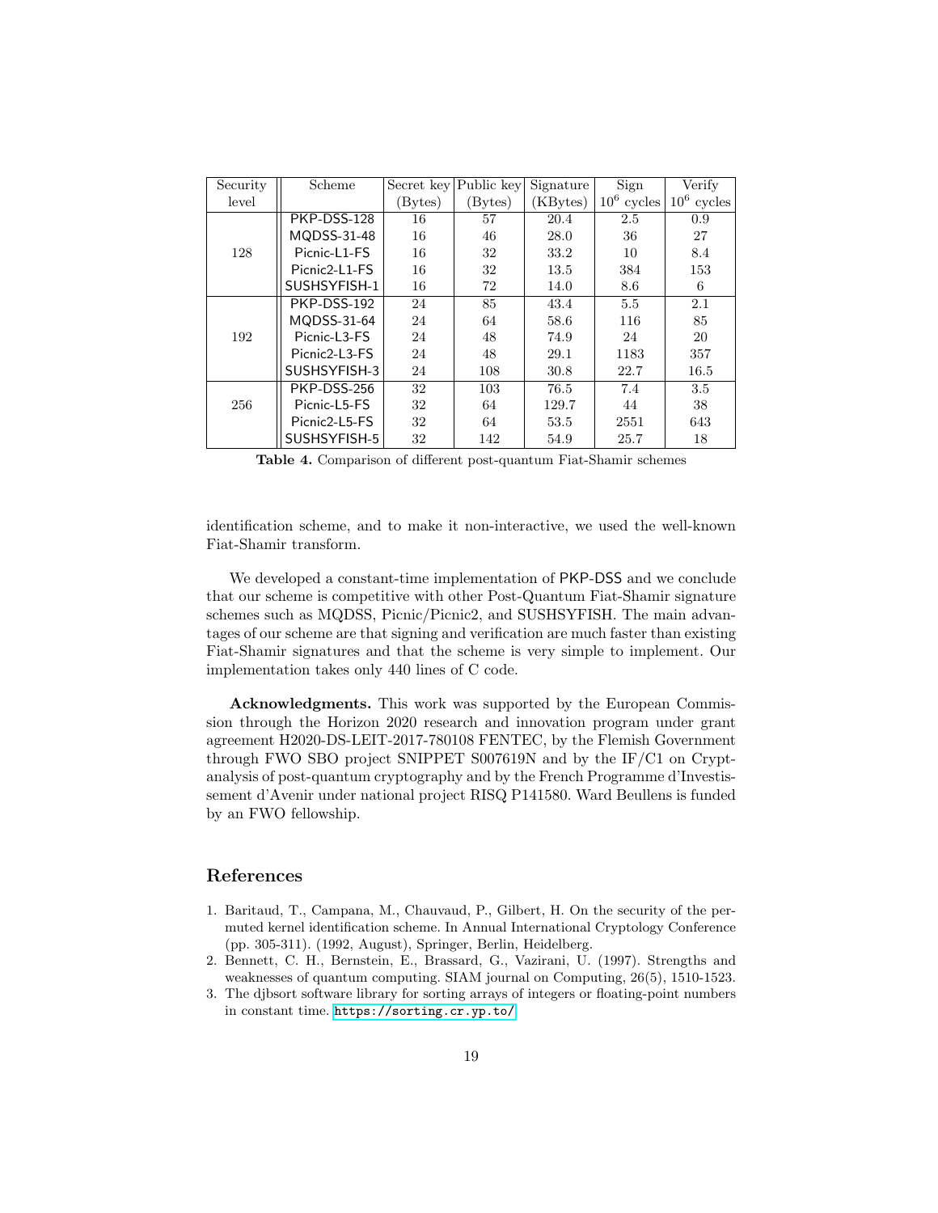| Security level | Scheme | Secret key (Bytes) | Public key (Bytes) | Signature (KBytes) | Sign $10^6$ cycles | Verify $10^6$ cycles |
|---|---|---|---|---|---|---|
| 128 | PKP-DSS-128 | 16 | 57 | 20.4 | 2.5 | 0.9 |
| | MQDSS-31-48 | 16 | 46 | 28.0 | 36 | 27 |
| | Picnic-L1-FS | 16 | 32 | 33.2 | 10 | 8.4 |
| | Picnic2-L1-FS | 16 | 32 | 13.5 | 384 | 153 |
| | SUSHSYFISH-1 | 16 | 72 | 14.0 | 8.6 | 6 |
| 192 | PKP-DSS-192 | 24 | 85 | 43.4 | 5.5 | 2.1 |
| | MQDSS-31-64 | 24 | 64 | 58.6 | 116 | 85 |
| | Picnic-L3-FS | 24 | 48 | 74.9 | 24 | 20 |
| | Picnic2-L3-FS | 24 | 48 | 29.1 | 1183 | 357 |
| | SUSHSYFISH-3 | 24 | 108 | 30.8 | 22.7 | 16.5 |
| 256 | PKP-DSS-256 | 32 | 103 | 76.5 | 7.4 | 3.5 |
| | Picnic-L5-FS | 32 | 64 | 129.7 | 44 | 38 |
| | Picnic2-L5-FS | 32 | 64 | 53.5 | 2551 | 643 |
| | SUSHSYFISH-5 | 32 | 142 | 54.9 | 25.7 | 18 |

**Table 4.** Comparison of different post-quantum Fiat-Shamir schemes

identification scheme, and to make it non-interactive, we used the well-known Fiat-Shamir transform.

We developed a constant-time implementation of PKP-DSS and we conclude that our scheme is competitive with other Post-Quantum Fiat-Shamir signature schemes such as MQDSS, Picnic/Picnic2, and SUSHSYFISH. The main advantages of our scheme are that signing and verification are much faster than existing Fiat-Shamir signatures and that the scheme is very simple to implement. Our implementation takes only 440 lines of C code.

**Acknowledgments.** This work was supported by the European Commission through the Horizon 2020 research and innovation program under grant agreement H2020-DS-LEIT-2017-780108 FENTEC, by the Flemish Government through FWO SBO project SNIPPET S007619N and by the IF/C1 on Cryptanalysis of post-quantum cryptography and by the French Programme d'Investissement d'Avenir under national project RISQ P141580. Ward Beullens is funded by an FWO fellowship.

## References

1. Baritaud, T., Campana, M., Chauvaud, P., Gilbert, H. On the security of the permuted kernel identification scheme. In Annual International Cryptology Conference (pp. 305-311). (1992, August), Springer, Berlin, Heidelberg.
2. Bennett, C. H., Bernstein, E., Brassard, G., Vazirani, U. (1997). Strengths and weaknesses of quantum computing. SIAM journal on Computing, 26(5), 1510-1523.
3. The djbsort software library for sorting arrays of integers or floating-point numbers in constant time. https://sorting.cr.yp.to/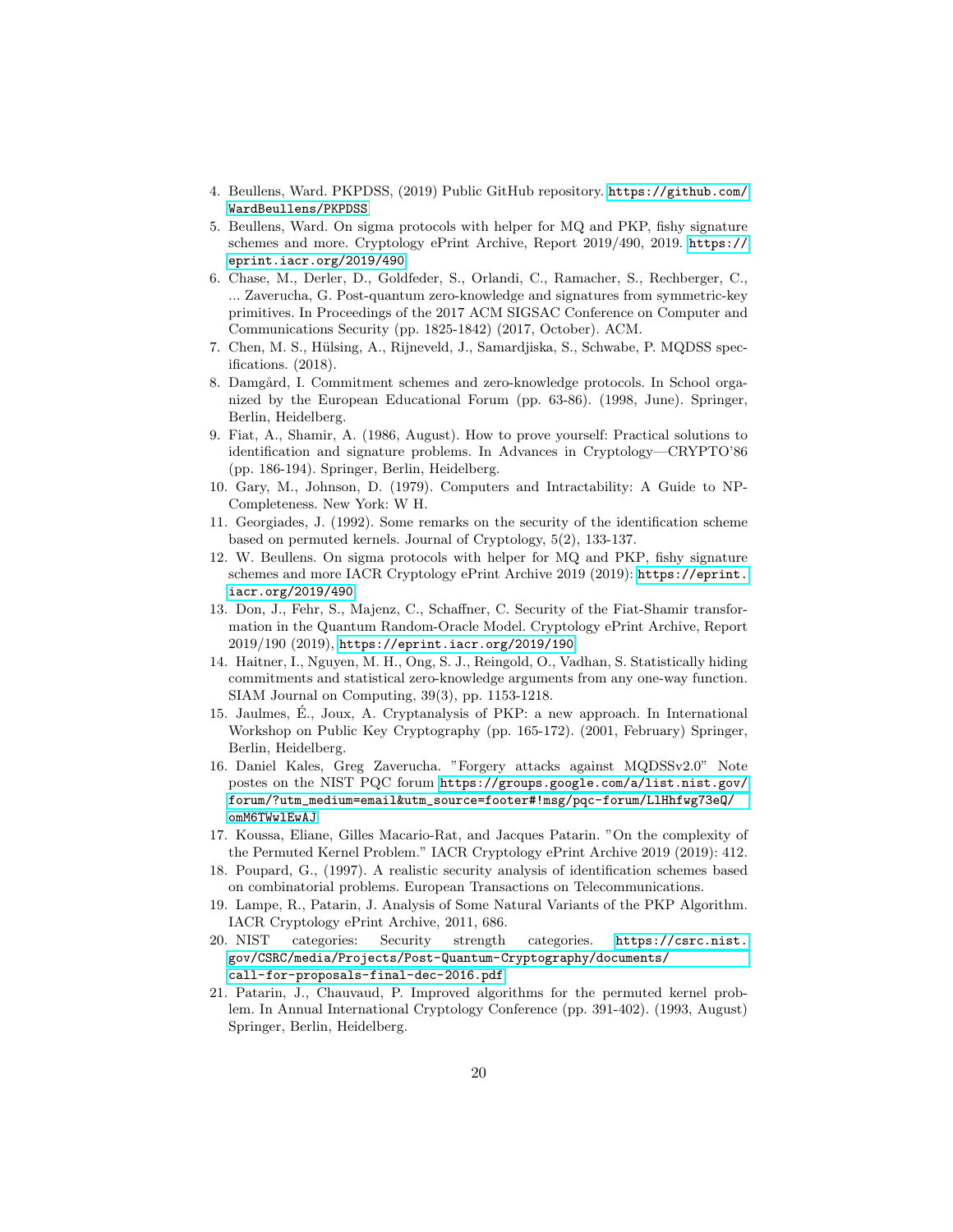4. Beullens, Ward. PKPDSS, (2019) Public GitHub repository. https://github.com/WardBeullens/PKPDSS
5. Beullens, Ward. On sigma protocols with helper for MQ and PKP, fishy signature schemes and more. Cryptology ePrint Archive, Report 2019/490, 2019. https://eprint.iacr.org/2019/490
6. Chase, M., Derler, D., Goldfeder, S., Orlandi, C., Ramacher, S., Rechberger, C., ... Zaverucha, G. Post-quantum zero-knowledge and signatures from symmetric-key primitives. In Proceedings of the 2017 ACM SIGSAC Conference on Computer and Communications Security (pp. 1825-1842) (2017, October). ACM.
7. Chen, M. S., Hülsing, A., Rijneveld, J., Samardjiska, S., Schwabe, P. MQDSS specifications. (2018).
8. Damgård, I. Commitment schemes and zero-knowledge protocols. In School organized by the European Educational Forum (pp. 63-86). (1998, June). Springer, Berlin, Heidelberg.
9. Fiat, A., Shamir, A. (1986, August). How to prove yourself: Practical solutions to identification and signature problems. In Advances in Cryptology—CRYPTO'86 (pp. 186-194). Springer, Berlin, Heidelberg.
10. Gary, M., Johnson, D. (1979). Computers and Intractability: A Guide to NP-Completeness. New York: W H.
11. Georgiades, J. (1992). Some remarks on the security of the identification scheme based on permuted kernels. Journal of Cryptology, 5(2), 133-137.
12. W. Beullens. On sigma protocols with helper for MQ and PKP, fishy signature schemes and more IACR Cryptology ePrint Archive 2019 (2019): https://eprint.iacr.org/2019/490
13. Don, J., Fehr, S., Majenz, C., Schaffner, C. Security of the Fiat-Shamir transformation in the Quantum Random-Oracle Model. Cryptology ePrint Archive, Report 2019/190 (2019), https://eprint.iacr.org/2019/190
14. Haitner, I., Nguyen, M. H., Ong, S. J., Reingold, O., Vadhan, S. Statistically hiding commitments and statistical zero-knowledge arguments from any one-way function. SIAM Journal on Computing, 39(3), pp. 1153-1218.
15. Jaulmes, É., Joux, A. Cryptanalysis of PKP: a new approach. In International Workshop on Public Key Cryptography (pp. 165-172). (2001, February) Springer, Berlin, Heidelberg.
16. Daniel Kales, Greg Zaverucha. "Forgery attacks against MQDSSv2.0" Note postes on the NIST PQC forum https://groups.google.com/a/list.nist.gov/forum/?utm_medium=email&utm_source=footer#!msg/pqc-forum/LlHhfwg73eQ/omM6TWwlEwAJ
17. Koussa, Eliane, Gilles Macario-Rat, and Jacques Patarin. "On the complexity of the Permuted Kernel Problem." IACR Cryptology ePrint Archive 2019 (2019): 412.
18. Poupard, G., (1997). A realistic security analysis of identification schemes based on combinatorial problems. European Transactions on Telecommunications.
19. Lampe, R., Patarin, J. Analysis of Some Natural Variants of the PKP Algorithm. IACR Cryptology ePrint Archive, 2011, 686.
20. NIST categories: Security strength categories. https://csrc.nist.gov/CSRC/media/Projects/Post-Quantum-Cryptography/documents/call-for-proposals-final-dec-2016.pdf
21. Patarin, J., Chauvaud, P. Improved algorithms for the permuted kernel problem. In Annual International Cryptology Conference (pp. 391-402). (1993, August) Springer, Berlin, Heidelberg.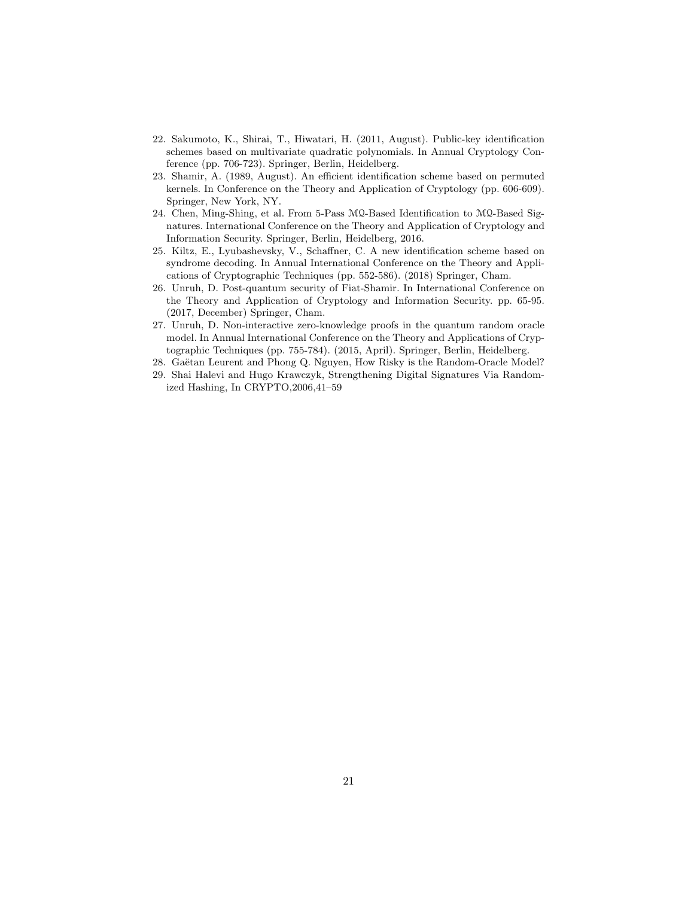22. Sakumoto, K., Shirai, T., Hiwatari, H. (2011, August). Public-key identification schemes based on multivariate quadratic polynomials. In Annual Cryptology Conference (pp. 706-723). Springer, Berlin, Heidelberg.
23. Shamir, A. (1989, August). An efficient identification scheme based on permuted kernels. In Conference on the Theory and Application of Cryptology (pp. 606-609). Springer, New York, NY.
24. Chen, Ming-Shing, et al. From 5-Pass $\mathcal{MQ}$-Based Identification to $\mathcal{MQ}$-Based Signatures. International Conference on the Theory and Application of Cryptology and Information Security. Springer, Berlin, Heidelberg, 2016.
25. Kiltz, E., Lyubashevsky, V., Schaffner, C. A new identification scheme based on syndrome decoding. In Annual International Conference on the Theory and Applications of Cryptographic Techniques (pp. 552-586). (2018) Springer, Cham.
26. Unruh, D. Post-quantum security of Fiat-Shamir. In International Conference on the Theory and Application of Cryptology and Information Security. pp. 65-95. (2017, December) Springer, Cham.
27. Unruh, D. Non-interactive zero-knowledge proofs in the quantum random oracle model. In Annual International Conference on the Theory and Applications of Cryptographic Techniques (pp. 755-784). (2015, April). Springer, Berlin, Heidelberg.
28. Gaëtan Leurent and Phong Q. Nguyen, How Risky is the Random-Oracle Model?
29. Shai Halevi and Hugo Krawczyk, Strengthening Digital Signatures Via Randomized Hashing, In CRYPTO,2006,41–59